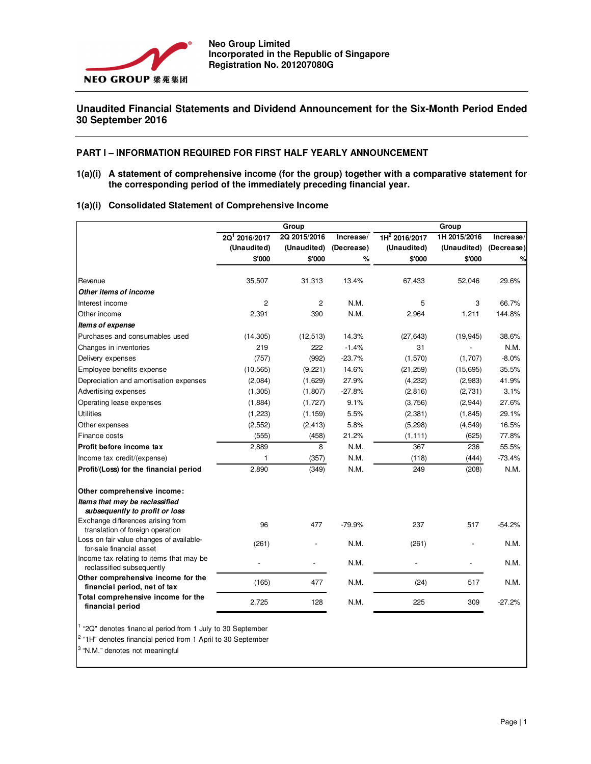**Neo Group Limited**
**Incorporated in the Republic of Singapore**
**Registration No. 201207080G**

# Unaudited Financial Statements and Dividend Announcement for the Six-Month Period Ended 30 September 2016

## PART I – INFORMATION REQUIRED FOR FIRST HALF YEARLY ANNOUNCEMENT

**1(a)(i) A statement of comprehensive income (for the group) together with a comparative statement for the corresponding period of the immediately preceding financial year.**

**1(a)(i) Consolidated Statement of Comprehensive Income**

| | Group | | | Group | | |
|---|---|---|---|---|---|---|
| | 2Q[1] 2016/2017 (Unaudited) $'000 | 2Q 2015/2016 (Unaudited) $'000 | Increase/ (Decrease) % | 1H[2] 2016/2017 (Unaudited) $'000 | 1H 2015/2016 (Unaudited) $'000 | Increase/ (Decrease) % |
| Revenue | 35,507 | 31,313 | 13.4% | 67,433 | 52,046 | 29.6% |
| ***Other items of income*** | | | | | | |
| Interest income | 2 | 2 | N.M. | 5 | 3 | 66.7% |
| Other income | 2,391 | 390 | N.M. | 2,964 | 1,211 | 144.8% |
| ***Items of expense*** | | | | | | |
| Purchases and consumables used | (14,305) | (12,513) | 14.3% | (27,643) | (19,945) | 38.6% |
| Changes in inventories | 219 | 222 | -1.4% | 31 | - | N.M. |
| Delivery expenses | (757) | (992) | -23.7% | (1,570) | (1,707) | -8.0% |
| Employee benefits expense | (10,565) | (9,221) | 14.6% | (21,259) | (15,695) | 35.5% |
| Depreciation and amortisation expenses | (2,084) | (1,629) | 27.9% | (4,232) | (2,983) | 41.9% |
| Advertising expenses | (1,305) | (1,807) | -27.8% | (2,816) | (2,731) | 3.1% |
| Operating lease expenses | (1,884) | (1,727) | 9.1% | (3,756) | (2,944) | 27.6% |
| Utilities | (1,223) | (1,159) | 5.5% | (2,381) | (1,845) | 29.1% |
| Other expenses | (2,552) | (2,413) | 5.8% | (5,298) | (4,549) | 16.5% |
| Finance costs | (555) | (458) | 21.2% | (1,111) | (625) | 77.8% |
| **Profit before income tax** | 2,889 | 8 | N.M. | 367 | 236 | 55.5% |
| Income tax credit/(expense) | 1 | (357) | N.M. | (118) | (444) | -73.4% |
| **Profit/(Loss) for the financial period** | 2,890 | (349) | N.M. | 249 | (208) | N.M. |
| **Other comprehensive income:** | | | | | | |
| ***Items that may be reclassified subsequently to profit or loss*** | | | | | | |
| Exchange differences arising from translation of foreign operation | 96 | 477 | -79.9% | 237 | 517 | -54.2% |
| Loss on fair value changes of available-for-sale financial asset | (261) | - | N.M. | (261) | - | N.M. |
| Income tax relating to items that may be reclassified subsequently | - | - | N.M. | - | - | N.M. |
| **Other comprehensive income for the financial period, net of tax** | (165) | 477 | N.M. | (24) | 517 | N.M. |
| **Total comprehensive income for the financial period** | 2,725 | 128 | N.M. | 225 | 309 | -27.2% |

[1] "2Q" denotes financial period from 1 July to 30 September
[2] "1H" denotes financial period from 1 April to 30 September
[3] "N.M." denotes not meaningful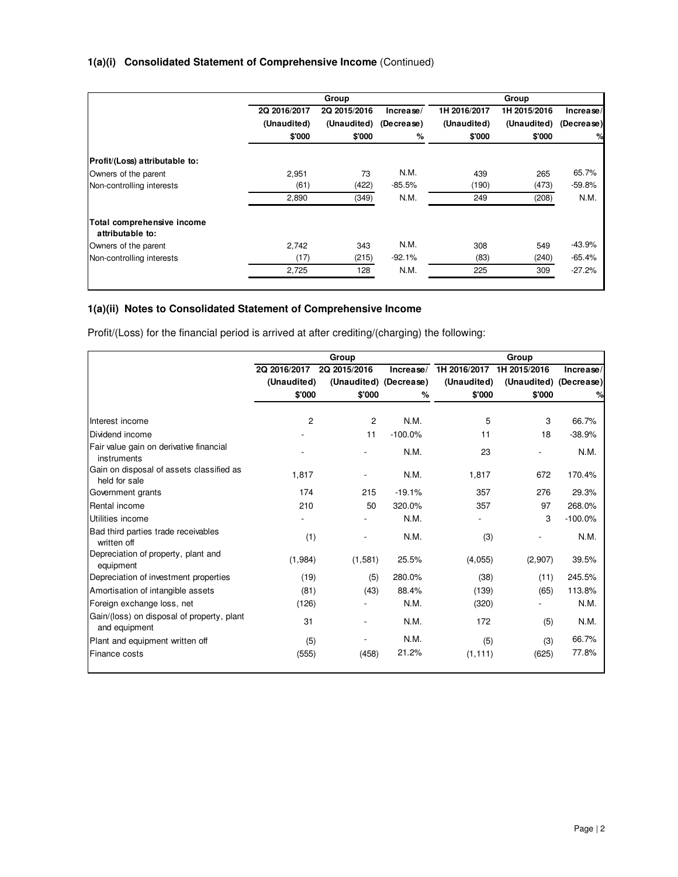### 1(a)(i) Consolidated Statement of Comprehensive Income (Continued)

| | Group | | | Group | | |
|---|---|---|---|---|---|---|
| | 2Q 2016/2017 (Unaudited) $'000 | 2Q 2015/2016 (Unaudited) $'000 | Increase/ (Decrease) % | 1H 2016/2017 (Unaudited) $'000 | 1H 2015/2016 (Unaudited) $'000 | Increase/ (Decrease) % |
| **Profit/(Loss) attributable to:** | | | | | | |
| Owners of the parent | 2,951 | 73 | N.M. | 439 | 265 | 65.7% |
| Non-controlling interests | (61) | (422) | -85.5% | (190) | (473) | -59.8% |
| | 2,890 | (349) | N.M. | 249 | (208) | N.M. |
| **Total comprehensive income attributable to:** | | | | | | |
| Owners of the parent | 2,742 | 343 | N.M. | 308 | 549 | -43.9% |
| Non-controlling interests | (17) | (215) | -92.1% | (83) | (240) | -65.4% |
| | 2,725 | 128 | N.M. | 225 | 309 | -27.2% |

### 1(a)(ii) Notes to Consolidated Statement of Comprehensive Income

Profit/(Loss) for the financial period is arrived at after crediting/(charging) the following:

| | Group | | | Group | | |
|---|---|---|---|---|---|---|
| | 2Q 2016/2017 (Unaudited) $'000 | 2Q 2015/2016 (Unaudited) $'000 | Increase/ (Decrease) % | 1H 2016/2017 (Unaudited) $'000 | 1H 2015/2016 (Unaudited) $'000 | Increase/ (Decrease) % |
| Interest income | 2 | 2 | N.M. | 5 | 3 | 66.7% |
| Dividend income | - | 11 | -100.0% | 11 | 18 | -38.9% |
| Fair value gain on derivative financial instruments | - | - | N.M. | 23 | - | N.M. |
| Gain on disposal of assets classified as held for sale | 1,817 | - | N.M. | 1,817 | 672 | 170.4% |
| Government grants | 174 | 215 | -19.1% | 357 | 276 | 29.3% |
| Rental income | 210 | 50 | 320.0% | 357 | 97 | 268.0% |
| Utilities income | - | - | N.M. | - | 3 | -100.0% |
| Bad third parties trade receivables written off | (1) | - | N.M. | (3) | - | N.M. |
| Depreciation of property, plant and equipment | (1,984) | (1,581) | 25.5% | (4,055) | (2,907) | 39.5% |
| Depreciation of investment properties | (19) | (5) | 280.0% | (38) | (11) | 245.5% |
| Amortisation of intangible assets | (81) | (43) | 88.4% | (139) | (65) | 113.8% |
| Foreign exchange loss, net | (126) | - | N.M. | (320) | - | N.M. |
| Gain/(loss) on disposal of property, plant and equipment | 31 | - | N.M. | 172 | (5) | N.M. |
| Plant and equipment written off | (5) | - | N.M. | (5) | (3) | 66.7% |
| Finance costs | (555) | (458) | 21.2% | (1,111) | (625) | 77.8% |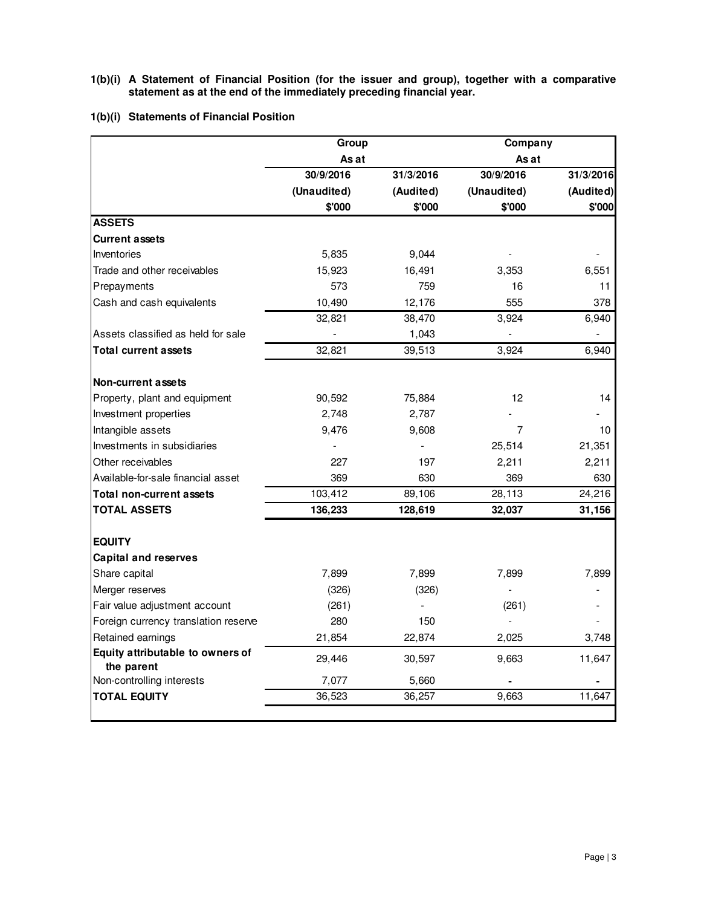**1(b)(i) A Statement of Financial Position (for the issuer and group), together with a comparative statement as at the end of the immediately preceding financial year.**

**1(b)(i) Statements of Financial Position**

| | Group | | Company | |
|---|---|---|---|---|
| | As at | | As at | |
| | 30/9/2016 | 31/3/2016 | 30/9/2016 | 31/3/2016 |
| | (Unaudited) | (Audited) | (Unaudited) | (Audited) |
| | $'000 | $'000 | $'000 | $'000 |
| **ASSETS** | | | | |
| **Current assets** | | | | |
| Inventories | 5,835 | 9,044 | - | - |
| Trade and other receivables | 15,923 | 16,491 | 3,353 | 6,551 |
| Prepayments | 573 | 759 | 16 | 11 |
| Cash and cash equivalents | 10,490 | 12,176 | 555 | 378 |
| | 32,821 | 38,470 | 3,924 | 6,940 |
| Assets classified as held for sale | - | 1,043 | - | - |
| **Total current assets** | 32,821 | 39,513 | 3,924 | 6,940 |
| | | | | |
| **Non-current assets** | | | | |
| Property, plant and equipment | 90,592 | 75,884 | 12 | 14 |
| Investment properties | 2,748 | 2,787 | - | - |
| Intangible assets | 9,476 | 9,608 | 7 | 10 |
| Investments in subsidiaries | - | - | 25,514 | 21,351 |
| Other receivables | 227 | 197 | 2,211 | 2,211 |
| Available-for-sale financial asset | 369 | 630 | 369 | 630 |
| **Total non-current assets** | 103,412 | 89,106 | 28,113 | 24,216 |
| **TOTAL ASSETS** | **136,233** | **128,619** | **32,037** | **31,156** |
| | | | | |
| **EQUITY** | | | | |
| **Capital and reserves** | | | | |
| Share capital | 7,899 | 7,899 | 7,899 | 7,899 |
| Merger reserves | (326) | (326) | - | - |
| Fair value adjustment account | (261) | - | (261) | - |
| Foreign currency translation reserve | 280 | 150 | - | - |
| Retained earnings | 21,854 | 22,874 | 2,025 | 3,748 |
| **Equity attributable to owners of the parent** | 29,446 | 30,597 | 9,663 | 11,647 |
| Non-controlling interests | 7,077 | 5,660 | **-** | **-** |
| **TOTAL EQUITY** | 36,523 | 36,257 | 9,663 | 11,647 |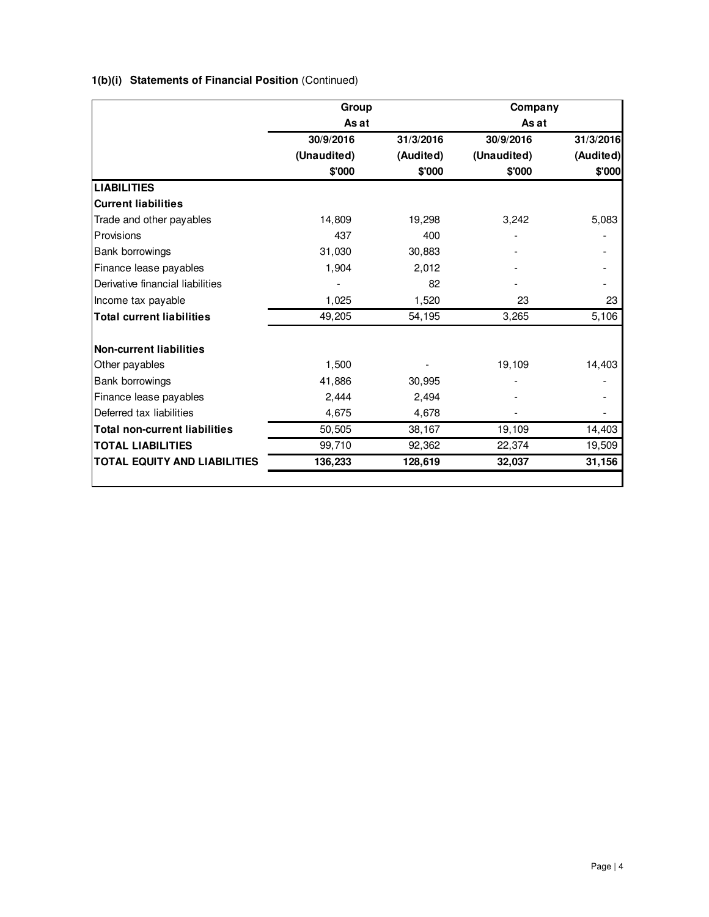**1(b)(i) Statements of Financial Position** (Continued)

| | Group | | Company | |
|---|---|---|---|---|
| | As at | | As at | |
| | 30/9/2016 | 31/3/2016 | 30/9/2016 | 31/3/2016 |
| | (Unaudited) | (Audited) | (Unaudited) | (Audited) |
| | $'000 | $'000 | $'000 | $'000 |
| **LIABILITIES** | | | | |
| **Current liabilities** | | | | |
| Trade and other payables | 14,809 | 19,298 | 3,242 | 5,083 |
| Provisions | 437 | 400 | - | - |
| Bank borrowings | 31,030 | 30,883 | - | - |
| Finance lease payables | 1,904 | 2,012 | - | - |
| Derivative financial liabilities | - | 82 | - | - |
| Income tax payable | 1,025 | 1,520 | 23 | 23 |
| **Total current liabilities** | 49,205 | 54,195 | 3,265 | 5,106 |
| | | | | |
| **Non-current liabilities** | | | | |
| Other payables | 1,500 | - | 19,109 | 14,403 |
| Bank borrowings | 41,886 | 30,995 | - | - |
| Finance lease payables | 2,444 | 2,494 | - | - |
| Deferred tax liabilities | 4,675 | 4,678 | - | - |
| **Total non-current liabilities** | 50,505 | 38,167 | 19,109 | 14,403 |
| **TOTAL LIABILITIES** | 99,710 | 92,362 | 22,374 | 19,509 |
| **TOTAL EQUITY AND LIABILITIES** | **136,233** | **128,619** | **32,037** | **31,156** |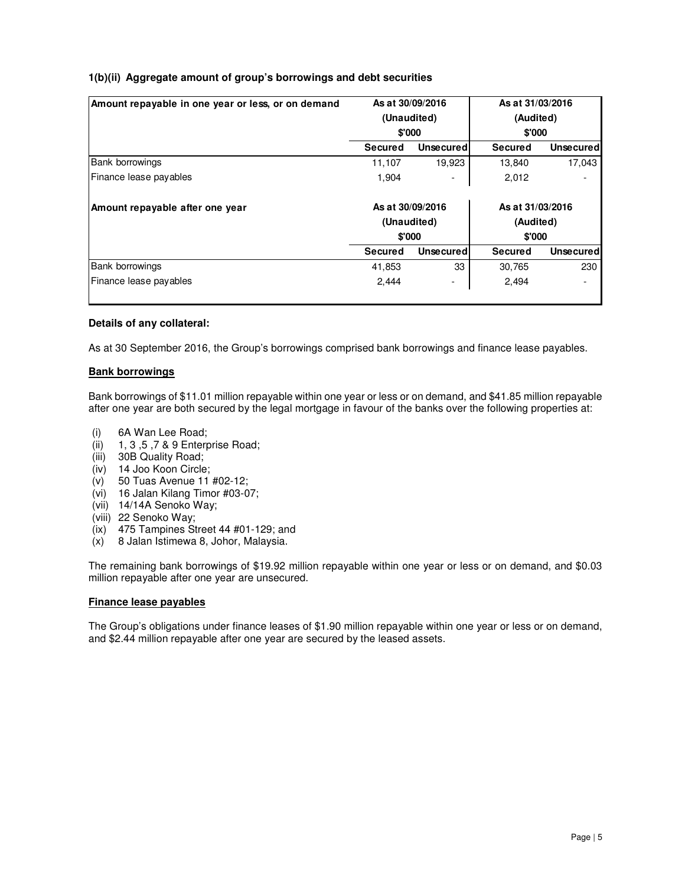### 1(b)(ii) Aggregate amount of group's borrowings and debt securities

| Amount repayable in one year or less, or on demand | As at 30/09/2016 (Unaudited) $'000 | | As at 31/03/2016 (Audited) $'000 | |
|---|---|---|---|---|
| | **Secured** | **Unsecured** | **Secured** | **Unsecured** |
| Bank borrowings | 11,107 | 19,923 | 13,840 | 17,043 |
| Finance lease payables | 1,904 | - | 2,012 | - |
| **Amount repayable after one year** | **As at 30/09/2016 (Unaudited) $'000** | | **As at 31/03/2016 (Audited) $'000** | |
| | **Secured** | **Unsecured** | **Secured** | **Unsecured** |
| Bank borrowings | 41,853 | 33 | 30,765 | 230 |
| Finance lease payables | 2,444 | - | 2,494 | - |

**Details of any collateral:**

As at 30 September 2016, the Group's borrowings comprised bank borrowings and finance lease payables.

**Bank borrowings**

Bank borrowings of $11.01 million repayable within one year or less or on demand, and $41.85 million repayable after one year are both secured by the legal mortgage in favour of the banks over the following properties at:

(i) 6A Wan Lee Road;
(ii) 1, 3 ,5 ,7 & 9 Enterprise Road;
(iii) 30B Quality Road;
(iv) 14 Joo Koon Circle;
(v) 50 Tuas Avenue 11 #02-12;
(vi) 16 Jalan Kilang Timor #03-07;
(vii) 14/14A Senoko Way;
(viii) 22 Senoko Way;
(ix) 475 Tampines Street 44 #01-129; and
(x) 8 Jalan Istimewa 8, Johor, Malaysia.

The remaining bank borrowings of $19.92 million repayable within one year or less or on demand, and $0.03 million repayable after one year are unsecured.

**Finance lease payables**

The Group's obligations under finance leases of $1.90 million repayable within one year or less or on demand, and $2.44 million repayable after one year are secured by the leased assets.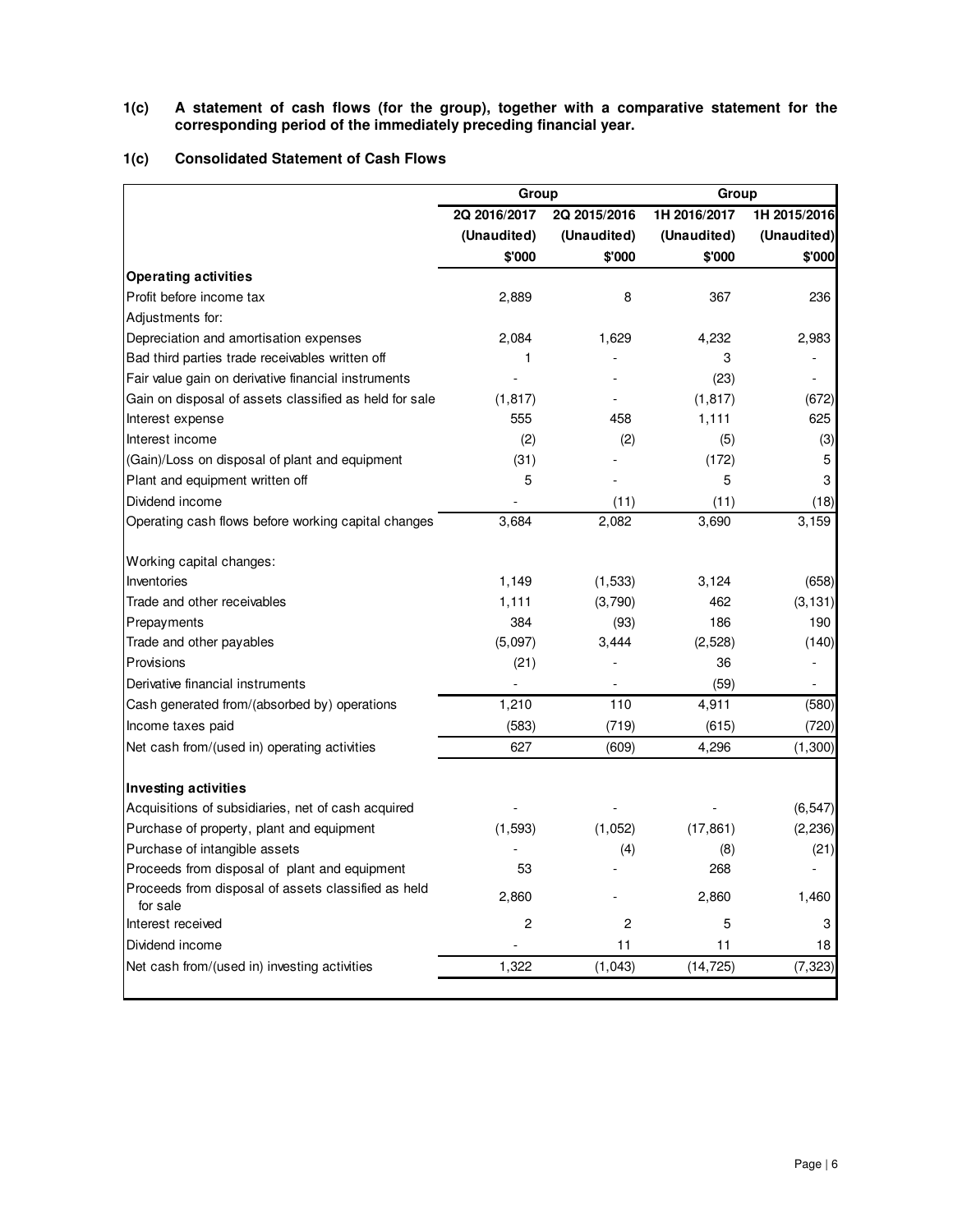**1(c) A statement of cash flows (for the group), together with a comparative statement for the corresponding period of the immediately preceding financial year.**

**1(c) Consolidated Statement of Cash Flows**

| | Group | | Group | |
|---|---|---|---|---|
| | 2Q 2016/2017 | 2Q 2015/2016 | 1H 2016/2017 | 1H 2015/2016 |
| | (Unaudited) | (Unaudited) | (Unaudited) | (Unaudited) |
| | $'000 | $'000 | $'000 | $'000 |
| **Operating activities** | | | | |
| Profit before income tax | 2,889 | 8 | 367 | 236 |
| Adjustments for: | | | | |
| Depreciation and amortisation expenses | 2,084 | 1,629 | 4,232 | 2,983 |
| Bad third parties trade receivables written off | 1 | - | 3 | - |
| Fair value gain on derivative financial instruments | - | - | (23) | - |
| Gain on disposal of assets classified as held for sale | (1,817) | - | (1,817) | (672) |
| Interest expense | 555 | 458 | 1,111 | 625 |
| Interest income | (2) | (2) | (5) | (3) |
| (Gain)/Loss on disposal of plant and equipment | (31) | - | (172) | 5 |
| Plant and equipment written off | 5 | - | 5 | 3 |
| Dividend income | - | (11) | (11) | (18) |
| Operating cash flows before working capital changes | 3,684 | 2,082 | 3,690 | 3,159 |
| Working capital changes: | | | | |
| Inventories | 1,149 | (1,533) | 3,124 | (658) |
| Trade and other receivables | 1,111 | (3,790) | 462 | (3,131) |
| Prepayments | 384 | (93) | 186 | 190 |
| Trade and other payables | (5,097) | 3,444 | (2,528) | (140) |
| Provisions | (21) | - | 36 | - |
| Derivative financial instruments | - | - | (59) | - |
| Cash generated from/(absorbed by) operations | 1,210 | 110 | 4,911 | (580) |
| Income taxes paid | (583) | (719) | (615) | (720) |
| Net cash from/(used in) operating activities | 627 | (609) | 4,296 | (1,300) |
| **Investing activities** | | | | |
| Acquisitions of subsidiaries, net of cash acquired | - | - | - | (6,547) |
| Purchase of property, plant and equipment | (1,593) | (1,052) | (17,861) | (2,236) |
| Purchase of intangible assets | - | (4) | (8) | (21) |
| Proceeds from disposal of plant and equipment | 53 | - | 268 | - |
| Proceeds from disposal of assets classified as held for sale | 2,860 | - | 2,860 | 1,460 |
| Interest received | 2 | 2 | 5 | 3 |
| Dividend income | - | 11 | 11 | 18 |
| Net cash from/(used in) investing activities | 1,322 | (1,043) | (14,725) | (7,323) |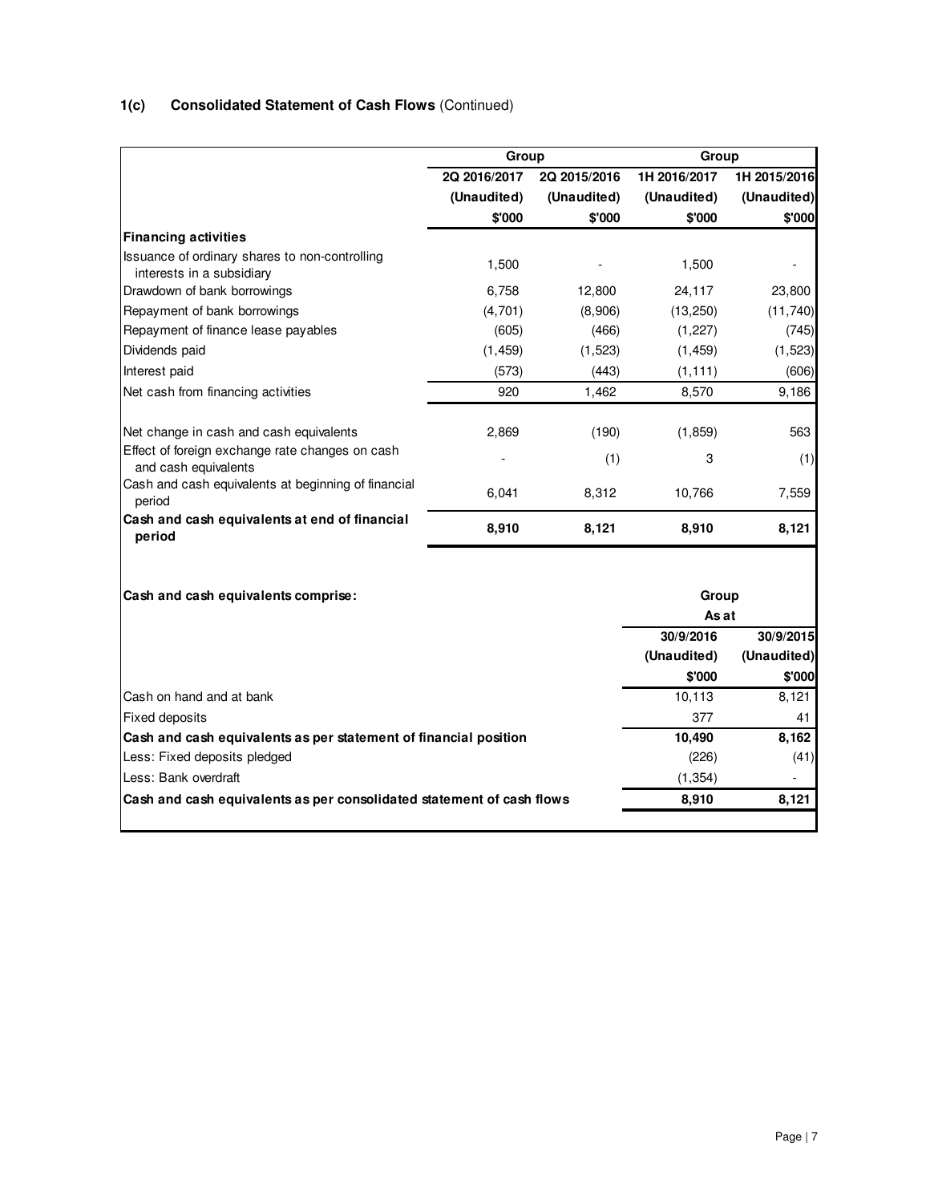## 1(c) Consolidated Statement of Cash Flows (Continued)

| | Group | | Group | |
|---|---|---|---|---|
| | 2Q 2016/2017 | 2Q 2015/2016 | 1H 2016/2017 | 1H 2015/2016 |
| | (Unaudited) | (Unaudited) | (Unaudited) | (Unaudited) |
| | $'000 | $'000 | $'000 | $'000 |
| **Financing activities** | | | | |
| Issuance of ordinary shares to non-controlling interests in a subsidiary | 1,500 | - | 1,500 | - |
| Drawdown of bank borrowings | 6,758 | 12,800 | 24,117 | 23,800 |
| Repayment of bank borrowings | (4,701) | (8,906) | (13,250) | (11,740) |
| Repayment of finance lease payables | (605) | (466) | (1,227) | (745) |
| Dividends paid | (1,459) | (1,523) | (1,459) | (1,523) |
| Interest paid | (573) | (443) | (1,111) | (606) |
| Net cash from financing activities | 920 | 1,462 | 8,570 | 9,186 |
| | | | | |
| Net change in cash and cash equivalents | 2,869 | (190) | (1,859) | 563 |
| Effect of foreign exchange rate changes on cash and cash equivalents | - | (1) | 3 | (1) |
| Cash and cash equivalents at beginning of financial period | 6,041 | 8,312 | 10,766 | 7,559 |
| **Cash and cash equivalents at end of financial period** | **8,910** | **8,121** | **8,910** | **8,121** |

| **Cash and cash equivalents comprise:** | Group | |
|---|---|---|
| | As at | |
| | 30/9/2016 | 30/9/2015 |
| | (Unaudited) | (Unaudited) |
| | $'000 | $'000 |
| Cash on hand and at bank | 10,113 | 8,121 |
| Fixed deposits | 377 | 41 |
| **Cash and cash equivalents as per statement of financial position** | **10,490** | **8,162** |
| Less: Fixed deposits pledged | (226) | (41) |
| Less: Bank overdraft | (1,354) | - |
| **Cash and cash equivalents as per consolidated statement of cash flows** | **8,910** | **8,121** |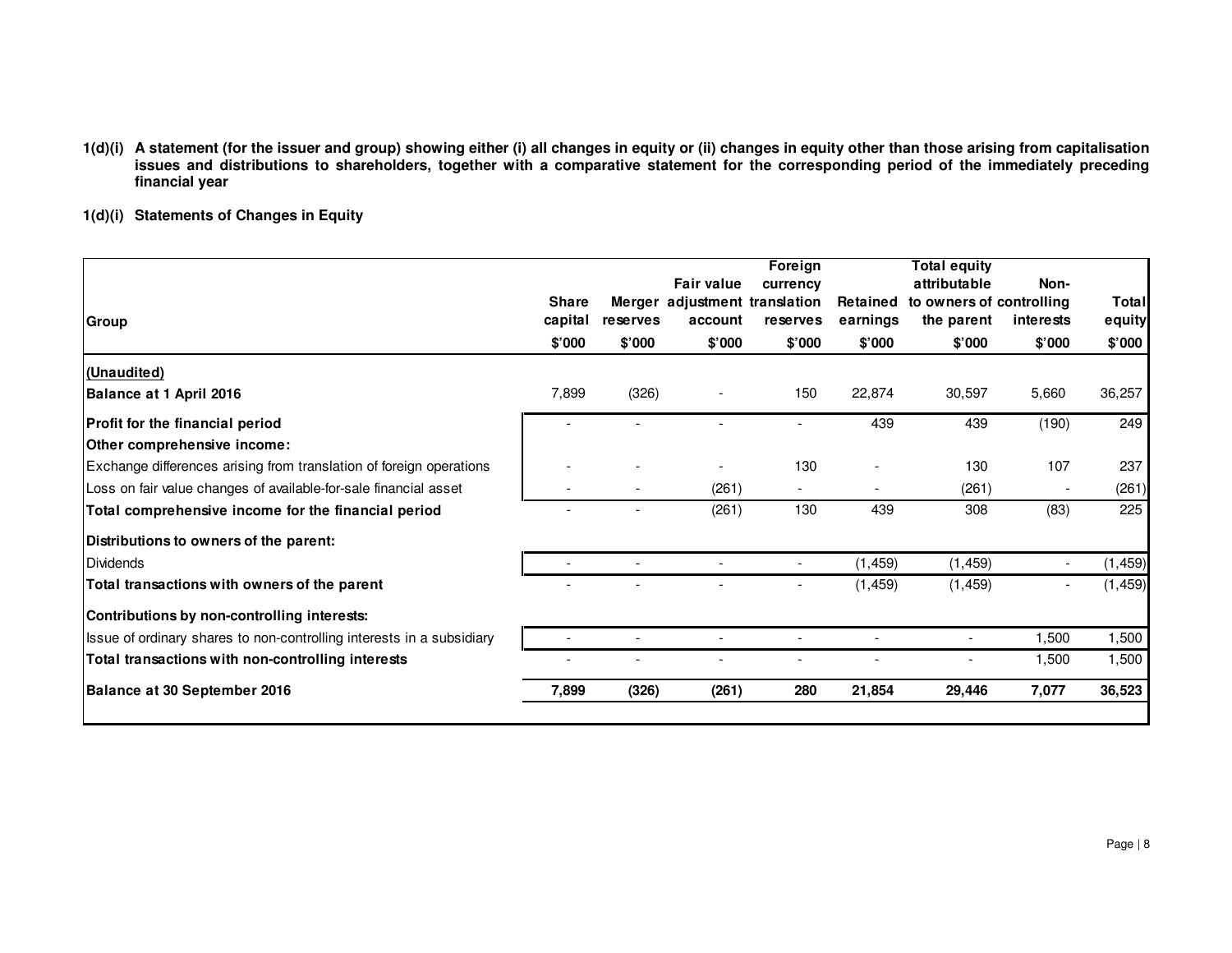**1(d)(i) A statement (for the issuer and group) showing either (i) all changes in equity or (ii) changes in equity other than those arising from capitalisation issues and distributions to shareholders, together with a comparative statement for the corresponding period of the immediately preceding financial year**

**1(d)(i) Statements of Changes in Equity**

| Group | Share capital | Merger reserves | Fair value adjustment account | Foreign currency translation reserves | Retained earnings | Total equity attributable to owners of the parent | Non-controlling interests | Total equity |
|---|---|---|---|---|---|---|---|---|
| | \$'000 | \$'000 | \$'000 | \$'000 | \$'000 | \$'000 | \$'000 | \$'000 |
| **(Unaudited)** | | | | | | | | |
| **Balance at 1 April 2016** | 7,899 | (326) | - | 150 | 22,874 | 30,597 | 5,660 | 36,257 |
| **Profit for the financial period** | - | - | - | - | 439 | 439 | (190) | 249 |
| **Other comprehensive income:** | | | | | | | | |
| Exchange differences arising from translation of foreign operations | - | - | - | 130 | - | 130 | 107 | 237 |
| Loss on fair value changes of available-for-sale financial asset | - | - | (261) | - | - | (261) | - | (261) |
| **Total comprehensive income for the financial period** | - | - | (261) | 130 | 439 | 308 | (83) | 225 |
| **Distributions to owners of the parent:** | | | | | | | | |
| Dividends | - | - | - | - | (1,459) | (1,459) | - | (1,459) |
| **Total transactions with owners of the parent** | - | - | - | - | (1,459) | (1,459) | - | (1,459) |
| **Contributions by non-controlling interests:** | | | | | | | | |
| Issue of ordinary shares to non-controlling interests in a subsidiary | - | - | - | - | - | - | 1,500 | 1,500 |
| **Total transactions with non-controlling interests** | - | - | - | - | - | - | 1,500 | 1,500 |
| **Balance at 30 September 2016** | **7,899** | **(326)** | **(261)** | **280** | **21,854** | **29,446** | **7,077** | **36,523** |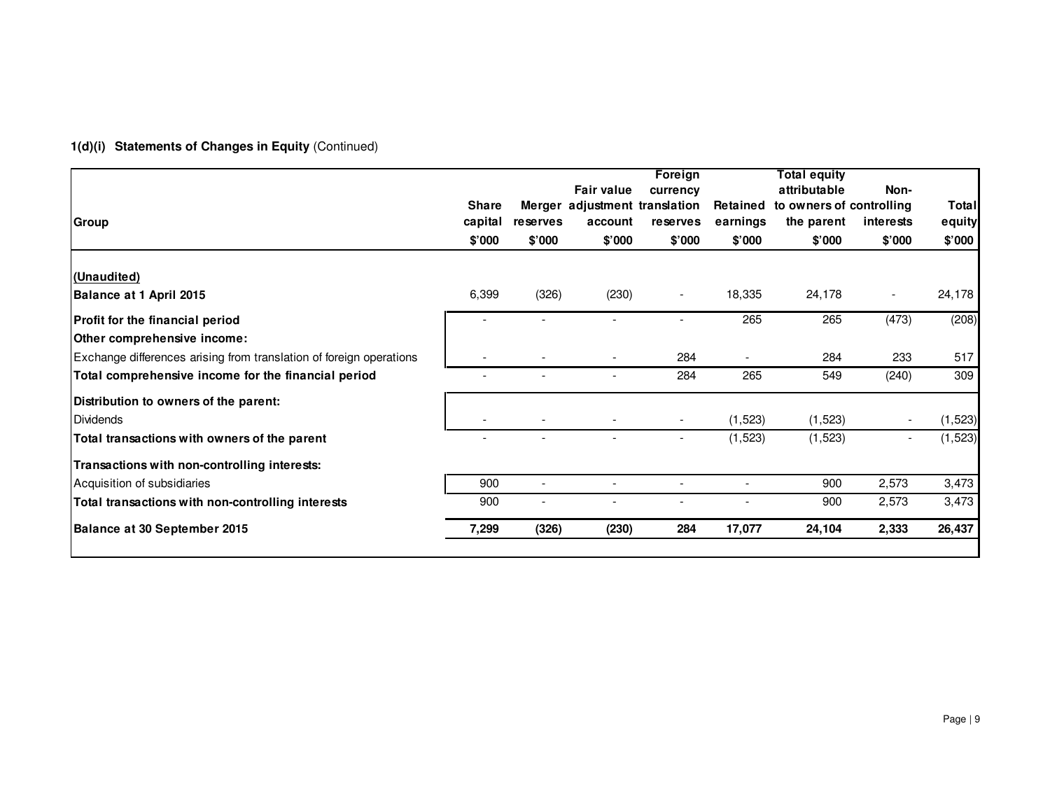**1(d)(i) Statements of Changes in Equity** (Continued)

| Group | Share capital | Merger reserves | Fair value adjustment account | Foreign currency translation reserves | Retained earnings | Total equity attributable to owners of the parent | Non-controlling interests | Total equity |
|---|---|---|---|---|---|---|---|---|
| | $'000 | $'000 | $'000 | $'000 | $'000 | $'000 | $'000 | $'000 |
| **(Unaudited)** | | | | | | | | |
| **Balance at 1 April 2015** | 6,399 | (326) | (230) | - | 18,335 | 24,178 | - | 24,178 |
| **Profit for the financial period** | - | - | - | - | 265 | 265 | (473) | (208) |
| **Other comprehensive income:** | | | | | | | | |
| Exchange differences arising from translation of foreign operations | - | - | - | 284 | - | 284 | 233 | 517 |
| **Total comprehensive income for the financial period** | - | - | - | 284 | 265 | 549 | (240) | 309 |
| **Distribution to owners of the parent:** | | | | | | | | |
| Dividends | - | - | - | - | (1,523) | (1,523) | - | (1,523) |
| **Total transactions with owners of the parent** | - | - | - | - | (1,523) | (1,523) | - | (1,523) |
| **Transactions with non-controlling interests:** | | | | | | | | |
| Acquisition of subsidiaries | 900 | - | - | - | - | 900 | 2,573 | 3,473 |
| **Total transactions with non-controlling interests** | 900 | - | - | - | - | 900 | 2,573 | 3,473 |
| **Balance at 30 September 2015** | **7,299** | **(326)** | **(230)** | **284** | **17,077** | **24,104** | **2,333** | **26,437** |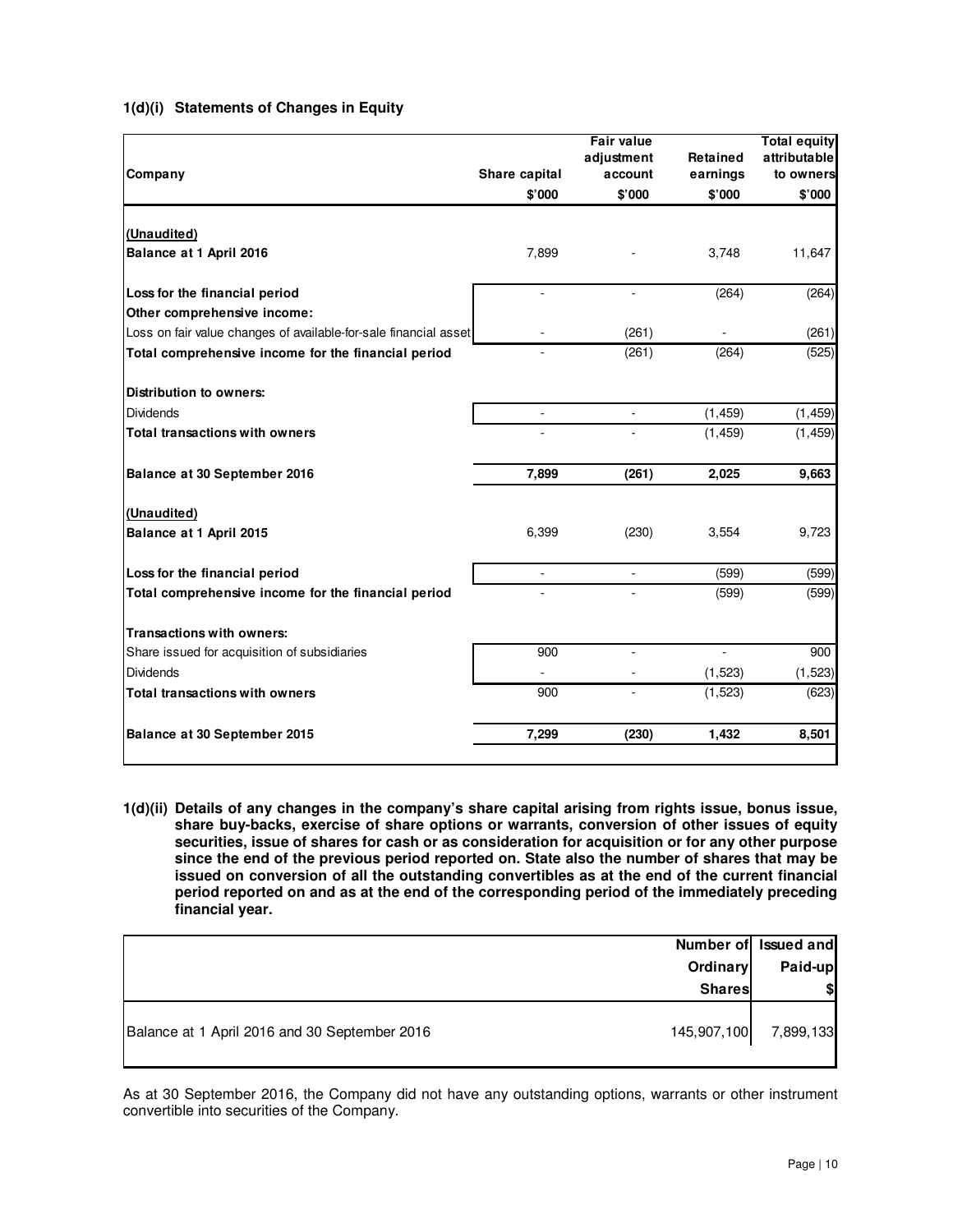## 1(d)(i) Statements of Changes in Equity

| Company | Share capital | Fair value adjustment account | Retained earnings | Total equity attributable to owners |
|---|---|---|---|---|
| | $'000 | $'000 | $'000 | $'000 |
| **(Unaudited)** | | | | |
| **Balance at 1 April 2016** | 7,899 | - | 3,748 | 11,647 |
| **Loss for the financial period** | - | - | (264) | (264) |
| **Other comprehensive income:** | | | | |
| Loss on fair value changes of available-for-sale financial asset | - | (261) | - | (261) |
| **Total comprehensive income for the financial period** | - | (261) | (264) | (525) |
| **Distribution to owners:** | | | | |
| Dividends | - | - | (1,459) | (1,459) |
| **Total transactions with owners** | - | - | (1,459) | (1,459) |
| **Balance at 30 September 2016** | **7,899** | **(261)** | **2,025** | **9,663** |
| **(Unaudited)** | | | | |
| **Balance at 1 April 2015** | 6,399 | (230) | 3,554 | 9,723 |
| **Loss for the financial period** | - | - | (599) | (599) |
| **Total comprehensive income for the financial period** | - | - | (599) | (599) |
| **Transactions with owners:** | | | | |
| Share issued for acquisition of subsidiaries | 900 | - | - | 900 |
| Dividends | - | - | (1,523) | (1,523) |
| **Total transactions with owners** | 900 | - | (1,523) | (623) |
| **Balance at 30 September 2015** | **7,299** | **(230)** | **1,432** | **8,501** |

**1(d)(ii) Details of any changes in the company's share capital arising from rights issue, bonus issue, share buy-backs, exercise of share options or warrants, conversion of other issues of equity securities, issue of shares for cash or as consideration for acquisition or for any other purpose since the end of the previous period reported on. State also the number of shares that may be issued on conversion of all the outstanding convertibles as at the end of the current financial period reported on and as at the end of the corresponding period of the immediately preceding financial year.**

| | Number of Ordinary Shares | Issued and Paid-up $ |
|---|---|---|
| Balance at 1 April 2016 and 30 September 2016 | 145,907,100 | 7,899,133 |

As at 30 September 2016, the Company did not have any outstanding options, warrants or other instrument convertible into securities of the Company.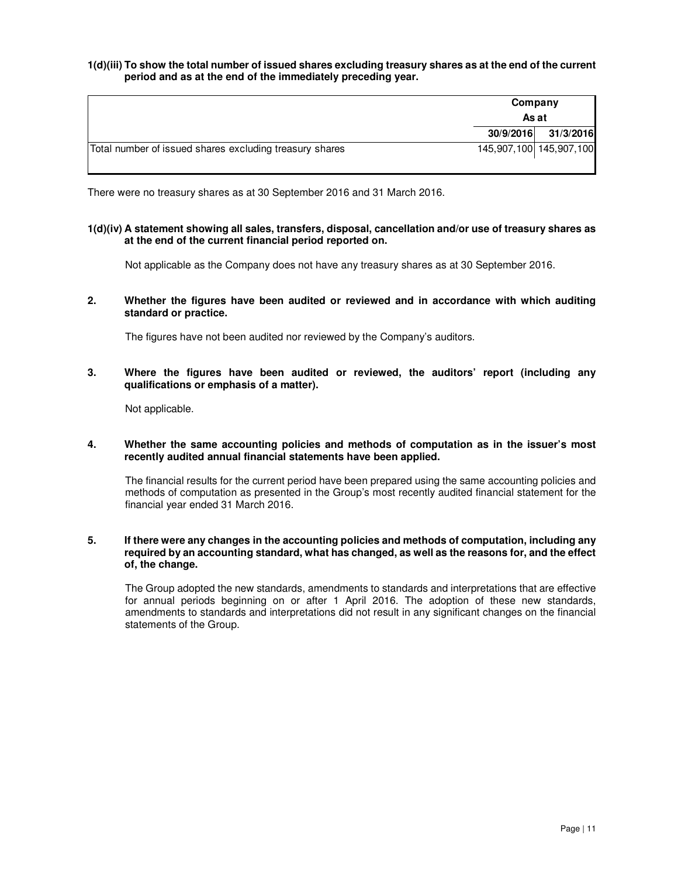**1(d)(iii) To show the total number of issued shares excluding treasury shares as at the end of the current period and as at the end of the immediately preceding year.**

| | Company | |
|---|---|---|
| | As at | |
| | **30/9/2016** | **31/3/2016** |
| Total number of issued shares excluding treasury shares | 145,907,100 | 145,907,100 |

There were no treasury shares as at 30 September 2016 and 31 March 2016.

**1(d)(iv) A statement showing all sales, transfers, disposal, cancellation and/or use of treasury shares as at the end of the current financial period reported on.**

Not applicable as the Company does not have any treasury shares as at 30 September 2016.

**2. Whether the figures have been audited or reviewed and in accordance with which auditing standard or practice.**

The figures have not been audited nor reviewed by the Company's auditors.

**3. Where the figures have been audited or reviewed, the auditors' report (including any qualifications or emphasis of a matter).**

Not applicable.

**4. Whether the same accounting policies and methods of computation as in the issuer's most recently audited annual financial statements have been applied.**

The financial results for the current period have been prepared using the same accounting policies and methods of computation as presented in the Group's most recently audited financial statement for the financial year ended 31 March 2016.

**5. If there were any changes in the accounting policies and methods of computation, including any required by an accounting standard, what has changed, as well as the reasons for, and the effect of, the change.**

The Group adopted the new standards, amendments to standards and interpretations that are effective for annual periods beginning on or after 1 April 2016. The adoption of these new standards, amendments to standards and interpretations did not result in any significant changes on the financial statements of the Group.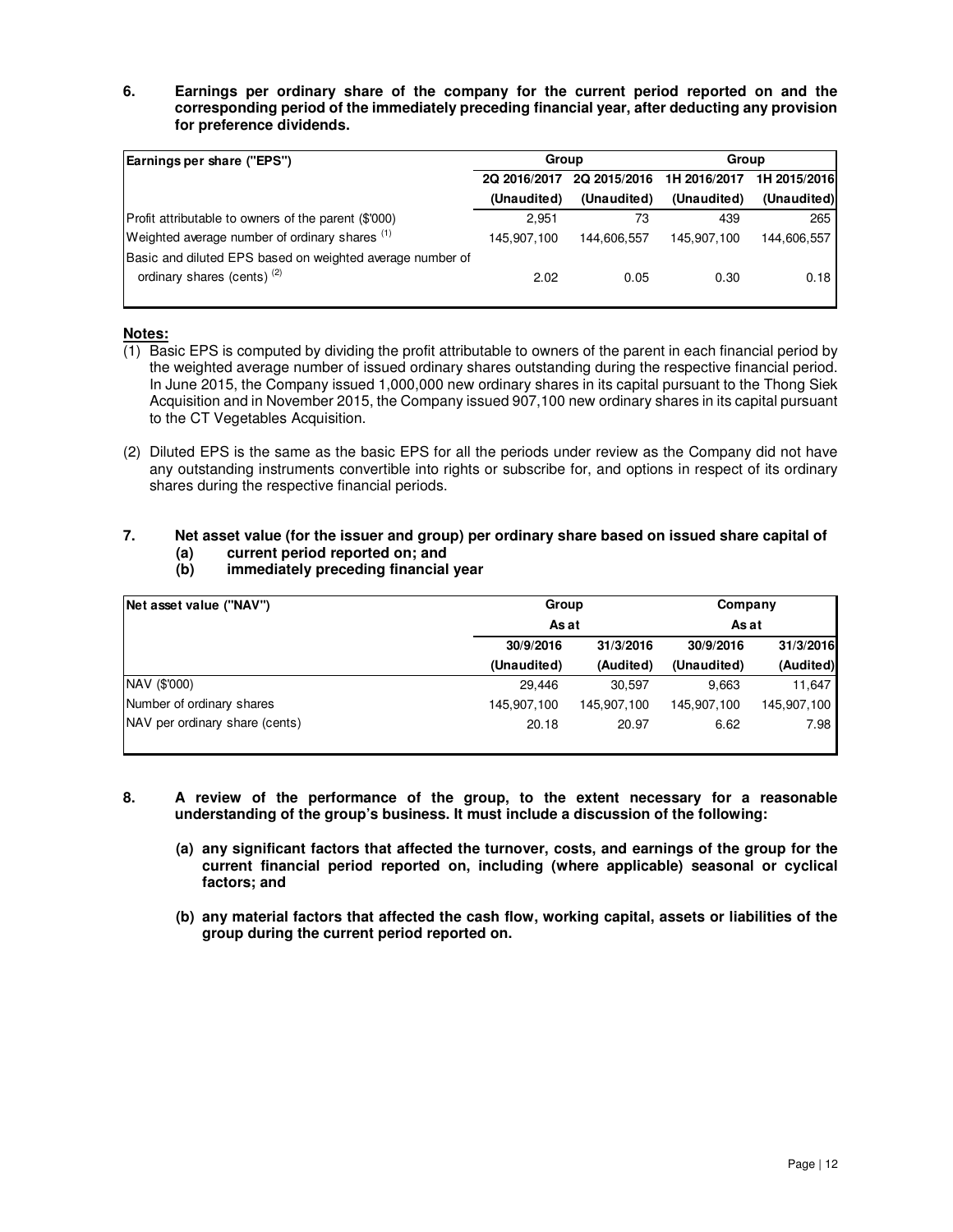**6. Earnings per ordinary share of the company for the current period reported on and the corresponding period of the immediately preceding financial year, after deducting any provision for preference dividends.**

| Earnings per share ("EPS") | Group | | Group | |
|---|---|---|---|---|
| | 2Q 2016/2017 | 2Q 2015/2016 | 1H 2016/2017 | 1H 2015/2016 |
| | (Unaudited) | (Unaudited) | (Unaudited) | (Unaudited) |
| Profit attributable to owners of the parent ($'000) | 2,951 | 73 | 439 | 265 |
| Weighted average number of ordinary shares (1) | 145,907,100 | 144,606,557 | 145,907,100 | 144,606,557 |
| Basic and diluted EPS based on weighted average number of ordinary shares (cents) (2) | 2.02 | 0.05 | 0.30 | 0.18 |

**Notes:**

(1) Basic EPS is computed by dividing the profit attributable to owners of the parent in each financial period by the weighted average number of issued ordinary shares outstanding during the respective financial period. In June 2015, the Company issued 1,000,000 new ordinary shares in its capital pursuant to the Thong Siek Acquisition and in November 2015, the Company issued 907,100 new ordinary shares in its capital pursuant to the CT Vegetables Acquisition.

(2) Diluted EPS is the same as the basic EPS for all the periods under review as the Company did not have any outstanding instruments convertible into rights or subscribe for, and options in respect of its ordinary shares during the respective financial periods.

**7. Net asset value (for the issuer and group) per ordinary share based on issued share capital of**
**(a) current period reported on; and**
**(b) immediately preceding financial year**

| Net asset value ("NAV") | Group | | Company | |
|---|---|---|---|---|
| | As at | | As at | |
| | 30/9/2016 | 31/3/2016 | 30/9/2016 | 31/3/2016 |
| | (Unaudited) | (Audited) | (Unaudited) | (Audited) |
| NAV ($'000) | 29,446 | 30,597 | 9,663 | 11,647 |
| Number of ordinary shares | 145,907,100 | 145,907,100 | 145,907,100 | 145,907,100 |
| NAV per ordinary share (cents) | 20.18 | 20.97 | 6.62 | 7.98 |

**8. A review of the performance of the group, to the extent necessary for a reasonable understanding of the group's business. It must include a discussion of the following:**

**(a) any significant factors that affected the turnover, costs, and earnings of the group for the current financial period reported on, including (where applicable) seasonal or cyclical factors; and**

**(b) any material factors that affected the cash flow, working capital, assets or liabilities of the group during the current period reported on.**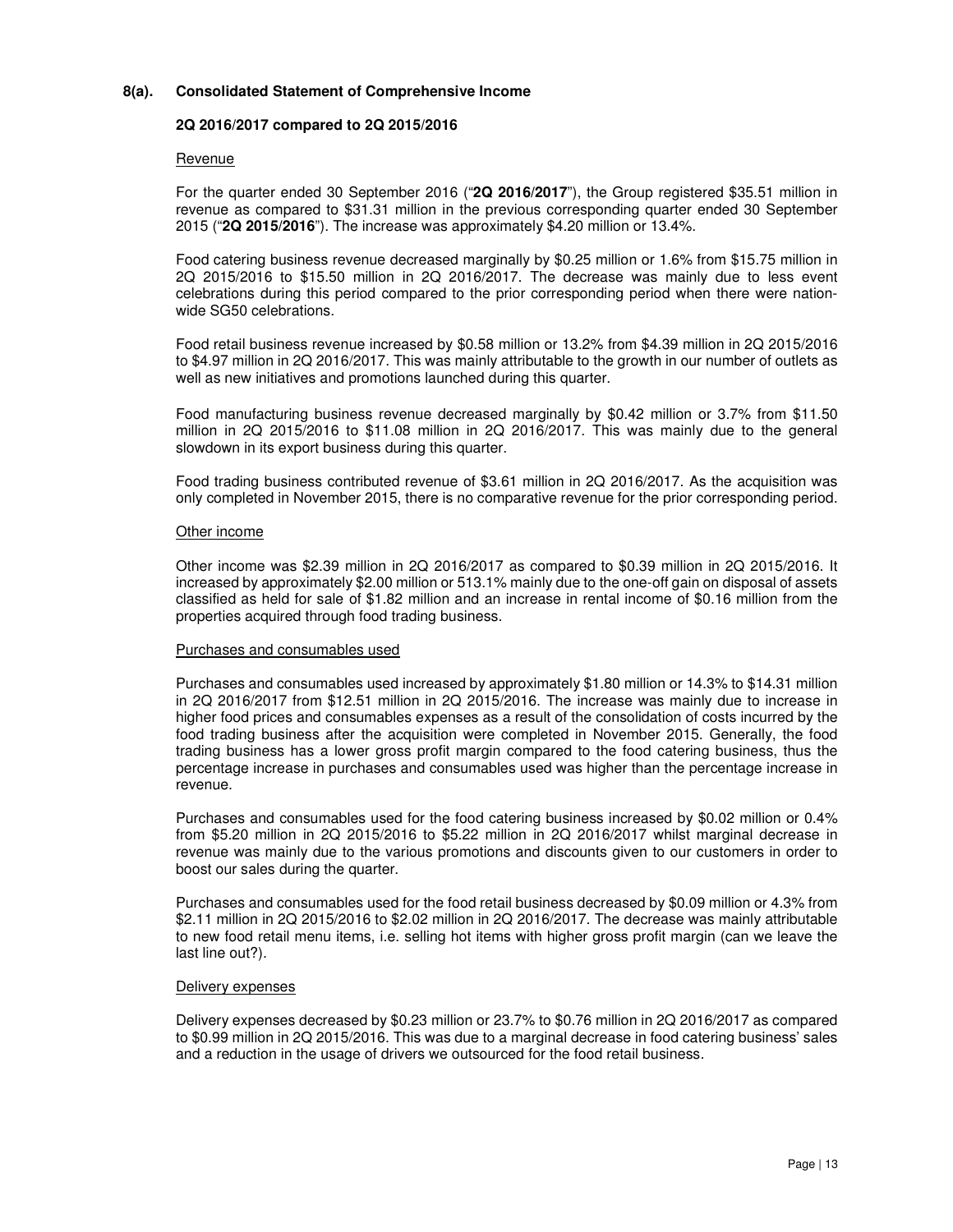## 8(a). Consolidated Statement of Comprehensive Income

### 2Q 2016/2017 compared to 2Q 2015/2016

Revenue

For the quarter ended 30 September 2016 ("**2Q 2016/2017**"), the Group registered $35.51 million in revenue as compared to $31.31 million in the previous corresponding quarter ended 30 September 2015 ("**2Q 2015/2016**"). The increase was approximately $4.20 million or 13.4%.

Food catering business revenue decreased marginally by $0.25 million or 1.6% from $15.75 million in 2Q 2015/2016 to $15.50 million in 2Q 2016/2017. The decrease was mainly due to less event celebrations during this period compared to the prior corresponding period when there were nation-wide SG50 celebrations.

Food retail business revenue increased by $0.58 million or 13.2% from $4.39 million in 2Q 2015/2016 to $4.97 million in 2Q 2016/2017. This was mainly attributable to the growth in our number of outlets as well as new initiatives and promotions launched during this quarter.

Food manufacturing business revenue decreased marginally by $0.42 million or 3.7% from $11.50 million in 2Q 2015/2016 to $11.08 million in 2Q 2016/2017. This was mainly due to the general slowdown in its export business during this quarter.

Food trading business contributed revenue of $3.61 million in 2Q 2016/2017. As the acquisition was only completed in November 2015, there is no comparative revenue for the prior corresponding period.

Other income

Other income was $2.39 million in 2Q 2016/2017 as compared to $0.39 million in 2Q 2015/2016. It increased by approximately $2.00 million or 513.1% mainly due to the one-off gain on disposal of assets classified as held for sale of $1.82 million and an increase in rental income of $0.16 million from the properties acquired through food trading business.

Purchases and consumables used

Purchases and consumables used increased by approximately $1.80 million or 14.3% to $14.31 million in 2Q 2016/2017 from $12.51 million in 2Q 2015/2016. The increase was mainly due to increase in higher food prices and consumables expenses as a result of the consolidation of costs incurred by the food trading business after the acquisition were completed in November 2015. Generally, the food trading business has a lower gross profit margin compared to the food catering business, thus the percentage increase in purchases and consumables used was higher than the percentage increase in revenue.

Purchases and consumables used for the food catering business increased by $0.02 million or 0.4% from $5.20 million in 2Q 2015/2016 to $5.22 million in 2Q 2016/2017 whilst marginal decrease in revenue was mainly due to the various promotions and discounts given to our customers in order to boost our sales during the quarter.

Purchases and consumables used for the food retail business decreased by $0.09 million or 4.3% from $2.11 million in 2Q 2015/2016 to $2.02 million in 2Q 2016/2017. The decrease was mainly attributable to new food retail menu items, i.e. selling hot items with higher gross profit margin (can we leave the last line out?).

Delivery expenses

Delivery expenses decreased by $0.23 million or 23.7% to $0.76 million in 2Q 2016/2017 as compared to $0.99 million in 2Q 2015/2016. This was due to a marginal decrease in food catering business' sales and a reduction in the usage of drivers we outsourced for the food retail business.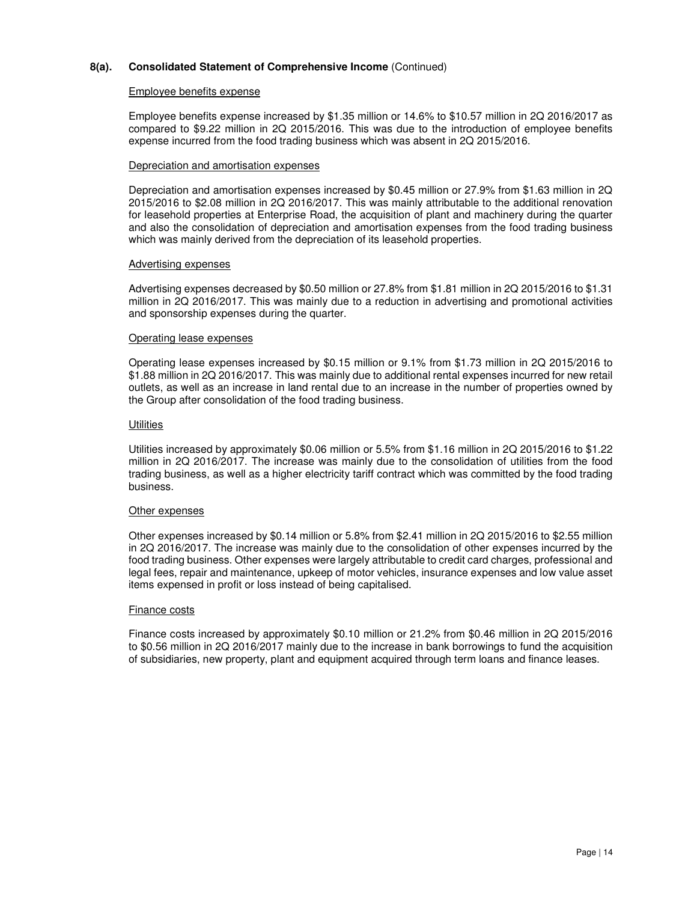## 8(a). Consolidated Statement of Comprehensive Income (Continued)

Employee benefits expense

Employee benefits expense increased by $1.35 million or 14.6% to $10.57 million in 2Q 2016/2017 as compared to $9.22 million in 2Q 2015/2016. This was due to the introduction of employee benefits expense incurred from the food trading business which was absent in 2Q 2015/2016.

Depreciation and amortisation expenses

Depreciation and amortisation expenses increased by $0.45 million or 27.9% from $1.63 million in 2Q 2015/2016 to $2.08 million in 2Q 2016/2017. This was mainly attributable to the additional renovation for leasehold properties at Enterprise Road, the acquisition of plant and machinery during the quarter and also the consolidation of depreciation and amortisation expenses from the food trading business which was mainly derived from the depreciation of its leasehold properties.

Advertising expenses

Advertising expenses decreased by $0.50 million or 27.8% from $1.81 million in 2Q 2015/2016 to $1.31 million in 2Q 2016/2017. This was mainly due to a reduction in advertising and promotional activities and sponsorship expenses during the quarter.

Operating lease expenses

Operating lease expenses increased by $0.15 million or 9.1% from $1.73 million in 2Q 2015/2016 to $1.88 million in 2Q 2016/2017. This was mainly due to additional rental expenses incurred for new retail outlets, as well as an increase in land rental due to an increase in the number of properties owned by the Group after consolidation of the food trading business.

Utilities

Utilities increased by approximately $0.06 million or 5.5% from $1.16 million in 2Q 2015/2016 to $1.22 million in 2Q 2016/2017. The increase was mainly due to the consolidation of utilities from the food trading business, as well as a higher electricity tariff contract which was committed by the food trading business.

Other expenses

Other expenses increased by $0.14 million or 5.8% from $2.41 million in 2Q 2015/2016 to $2.55 million in 2Q 2016/2017. The increase was mainly due to the consolidation of other expenses incurred by the food trading business. Other expenses were largely attributable to credit card charges, professional and legal fees, repair and maintenance, upkeep of motor vehicles, insurance expenses and low value asset items expensed in profit or loss instead of being capitalised.

Finance costs

Finance costs increased by approximately $0.10 million or 21.2% from $0.46 million in 2Q 2015/2016 to $0.56 million in 2Q 2016/2017 mainly due to the increase in bank borrowings to fund the acquisition of subsidiaries, new property, plant and equipment acquired through term loans and finance leases.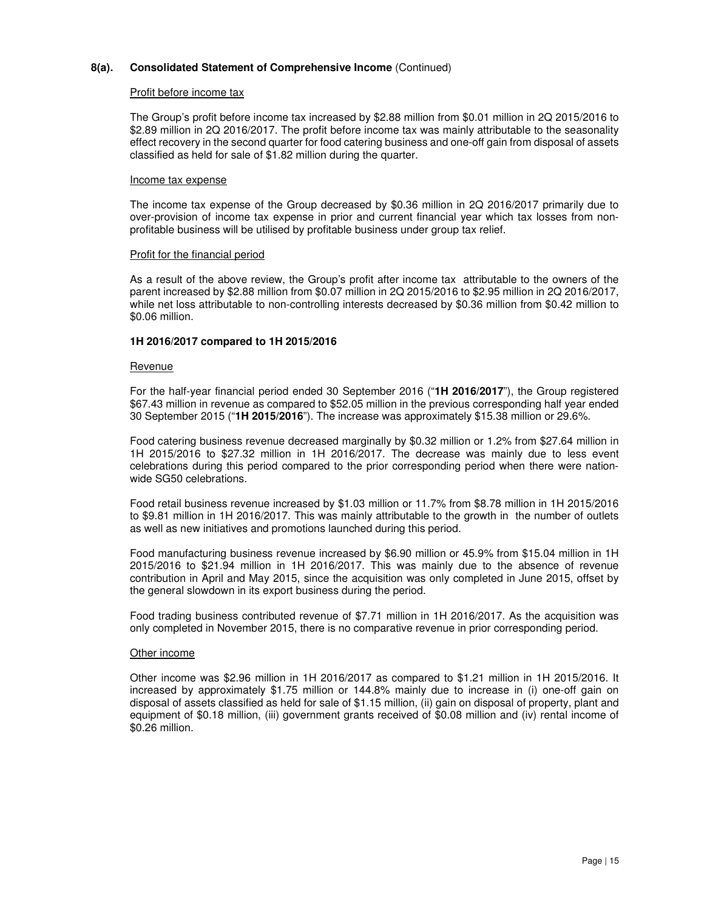**8(a). Consolidated Statement of Comprehensive Income** (Continued)

Profit before income tax

The Group's profit before income tax increased by $2.88 million from $0.01 million in 2Q 2015/2016 to $2.89 million in 2Q 2016/2017. The profit before income tax was mainly attributable to the seasonality effect recovery in the second quarter for food catering business and one-off gain from disposal of assets classified as held for sale of $1.82 million during the quarter.

Income tax expense

The income tax expense of the Group decreased by $0.36 million in 2Q 2016/2017 primarily due to over-provision of income tax expense in prior and current financial year which tax losses from non-profitable business will be utilised by profitable business under group tax relief.

Profit for the financial period

As a result of the above review, the Group's profit after income tax attributable to the owners of the parent increased by $2.88 million from $0.07 million in 2Q 2015/2016 to $2.95 million in 2Q 2016/2017, while net loss attributable to non-controlling interests decreased by $0.36 million from $0.42 million to $0.06 million.

**1H 2016/2017 compared to 1H 2015/2016**

Revenue

For the half-year financial period ended 30 September 2016 ("**1H 2016/2017**"), the Group registered $67.43 million in revenue as compared to $52.05 million in the previous corresponding half year ended 30 September 2015 ("**1H 2015/2016**"). The increase was approximately $15.38 million or 29.6%.

Food catering business revenue decreased marginally by $0.32 million or 1.2% from $27.64 million in 1H 2015/2016 to $27.32 million in 1H 2016/2017. The decrease was mainly due to less event celebrations during this period compared to the prior corresponding period when there were nation-wide SG50 celebrations.

Food retail business revenue increased by $1.03 million or 11.7% from $8.78 million in 1H 2015/2016 to $9.81 million in 1H 2016/2017. This was mainly attributable to the growth in the number of outlets as well as new initiatives and promotions launched during this period.

Food manufacturing business revenue increased by $6.90 million or 45.9% from $15.04 million in 1H 2015/2016 to $21.94 million in 1H 2016/2017. This was mainly due to the absence of revenue contribution in April and May 2015, since the acquisition was only completed in June 2015, offset by the general slowdown in its export business during the period.

Food trading business contributed revenue of $7.71 million in 1H 2016/2017. As the acquisition was only completed in November 2015, there is no comparative revenue in prior corresponding period.

Other income

Other income was $2.96 million in 1H 2016/2017 as compared to $1.21 million in 1H 2015/2016. It increased by approximately $1.75 million or 144.8% mainly due to increase in (i) one-off gain on disposal of assets classified as held for sale of $1.15 million, (ii) gain on disposal of property, plant and equipment of $0.18 million, (iii) government grants received of $0.08 million and (iv) rental income of $0.26 million.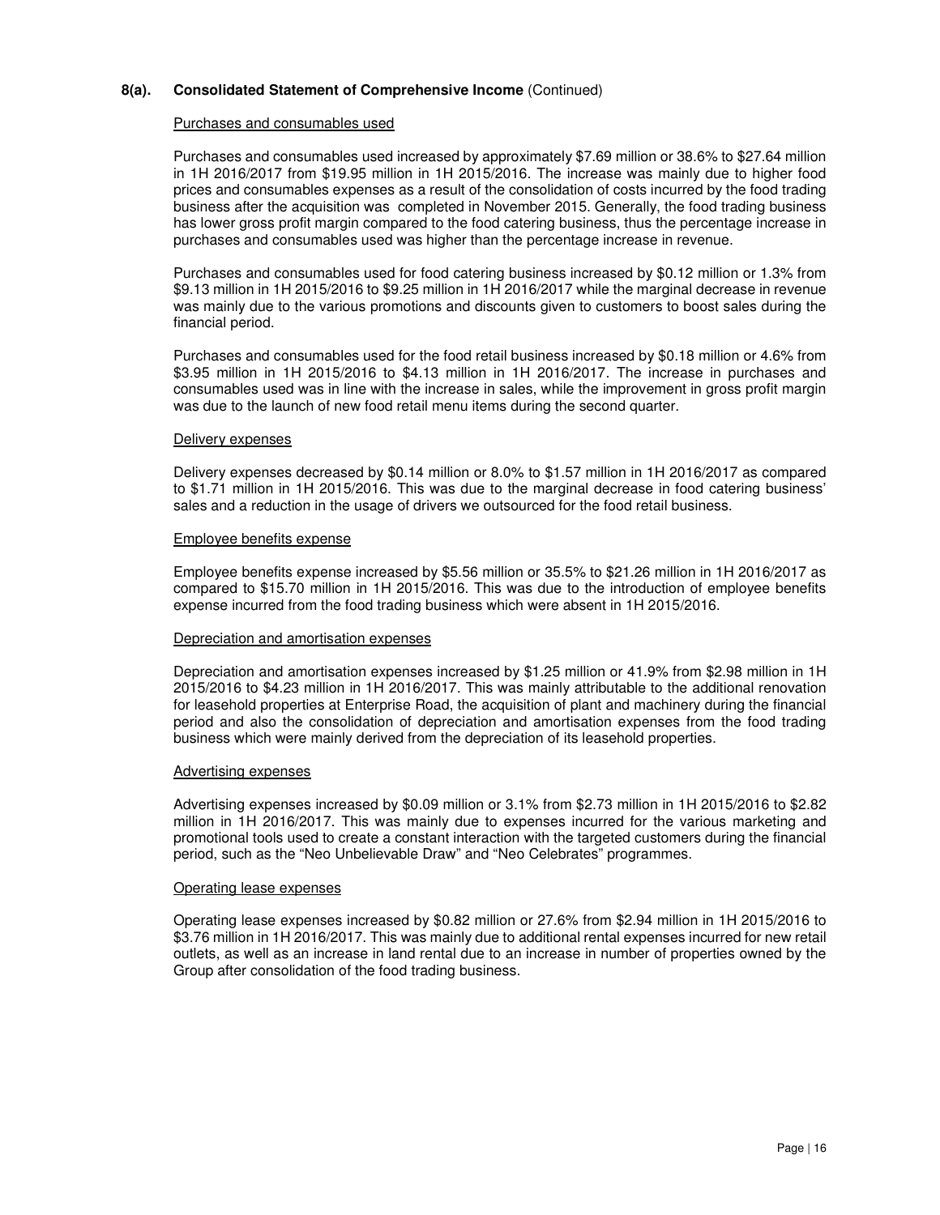## 8(a). Consolidated Statement of Comprehensive Income (Continued)

### Purchases and consumables used

Purchases and consumables used increased by approximately $7.69 million or 38.6% to $27.64 million in 1H 2016/2017 from $19.95 million in 1H 2015/2016. The increase was mainly due to higher food prices and consumables expenses as a result of the consolidation of costs incurred by the food trading business after the acquisition was completed in November 2015. Generally, the food trading business has lower gross profit margin compared to the food catering business, thus the percentage increase in purchases and consumables used was higher than the percentage increase in revenue.

Purchases and consumables used for food catering business increased by $0.12 million or 1.3% from $9.13 million in 1H 2015/2016 to $9.25 million in 1H 2016/2017 while the marginal decrease in revenue was mainly due to the various promotions and discounts given to customers to boost sales during the financial period.

Purchases and consumables used for the food retail business increased by $0.18 million or 4.6% from $3.95 million in 1H 2015/2016 to $4.13 million in 1H 2016/2017. The increase in purchases and consumables used was in line with the increase in sales, while the improvement in gross profit margin was due to the launch of new food retail menu items during the second quarter.

### Delivery expenses

Delivery expenses decreased by $0.14 million or 8.0% to $1.57 million in 1H 2016/2017 as compared to $1.71 million in 1H 2015/2016. This was due to the marginal decrease in food catering business' sales and a reduction in the usage of drivers we outsourced for the food retail business.

### Employee benefits expense

Employee benefits expense increased by $5.56 million or 35.5% to $21.26 million in 1H 2016/2017 as compared to $15.70 million in 1H 2015/2016. This was due to the introduction of employee benefits expense incurred from the food trading business which were absent in 1H 2015/2016.

### Depreciation and amortisation expenses

Depreciation and amortisation expenses increased by $1.25 million or 41.9% from $2.98 million in 1H 2015/2016 to $4.23 million in 1H 2016/2017. This was mainly attributable to the additional renovation for leasehold properties at Enterprise Road, the acquisition of plant and machinery during the financial period and also the consolidation of depreciation and amortisation expenses from the food trading business which were mainly derived from the depreciation of its leasehold properties.

### Advertising expenses

Advertising expenses increased by $0.09 million or 3.1% from $2.73 million in 1H 2015/2016 to $2.82 million in 1H 2016/2017. This was mainly due to expenses incurred for the various marketing and promotional tools used to create a constant interaction with the targeted customers during the financial period, such as the "Neo Unbelievable Draw" and "Neo Celebrates" programmes.

### Operating lease expenses

Operating lease expenses increased by $0.82 million or 27.6% from $2.94 million in 1H 2015/2016 to $3.76 million in 1H 2016/2017. This was mainly due to additional rental expenses incurred for new retail outlets, as well as an increase in land rental due to an increase in number of properties owned by the Group after consolidation of the food trading business.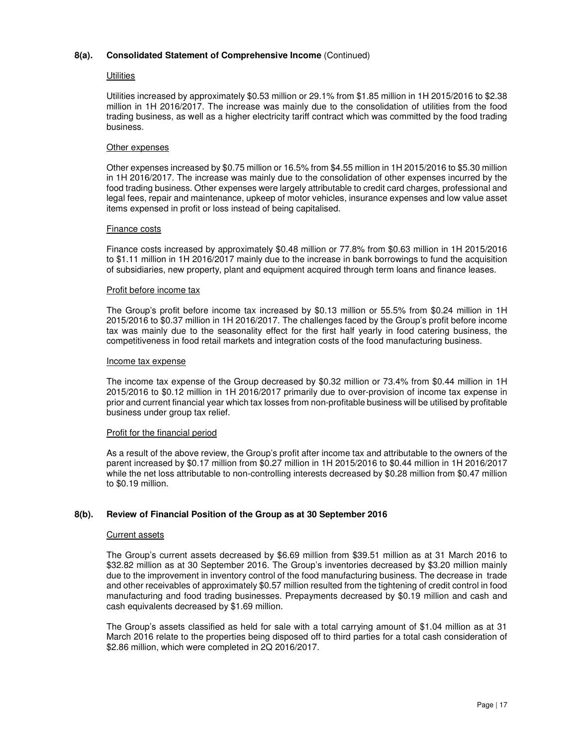## 8(a). Consolidated Statement of Comprehensive Income (Continued)

### Utilities

Utilities increased by approximately \$0.53 million or 29.1% from \$1.85 million in 1H 2015/2016 to \$2.38 million in 1H 2016/2017. The increase was mainly due to the consolidation of utilities from the food trading business, as well as a higher electricity tariff contract which was committed by the food trading business.

### Other expenses

Other expenses increased by \$0.75 million or 16.5% from \$4.55 million in 1H 2015/2016 to \$5.30 million in 1H 2016/2017. The increase was mainly due to the consolidation of other expenses incurred by the food trading business. Other expenses were largely attributable to credit card charges, professional and legal fees, repair and maintenance, upkeep of motor vehicles, insurance expenses and low value asset items expensed in profit or loss instead of being capitalised.

### Finance costs

Finance costs increased by approximately \$0.48 million or 77.8% from \$0.63 million in 1H 2015/2016 to \$1.11 million in 1H 2016/2017 mainly due to the increase in bank borrowings to fund the acquisition of subsidiaries, new property, plant and equipment acquired through term loans and finance leases.

### Profit before income tax

The Group's profit before income tax increased by \$0.13 million or 55.5% from \$0.24 million in 1H 2015/2016 to \$0.37 million in 1H 2016/2017. The challenges faced by the Group's profit before income tax was mainly due to the seasonality effect for the first half yearly in food catering business, the competitiveness in food retail markets and integration costs of the food manufacturing business.

### Income tax expense

The income tax expense of the Group decreased by \$0.32 million or 73.4% from \$0.44 million in 1H 2015/2016 to \$0.12 million in 1H 2016/2017 primarily due to over-provision of income tax expense in prior and current financial year which tax losses from non-profitable business will be utilised by profitable business under group tax relief.

### Profit for the financial period

As a result of the above review, the Group's profit after income tax and attributable to the owners of the parent increased by \$0.17 million from \$0.27 million in 1H 2015/2016 to \$0.44 million in 1H 2016/2017 while the net loss attributable to non-controlling interests decreased by \$0.28 million from \$0.47 million to \$0.19 million.

## 8(b). Review of Financial Position of the Group as at 30 September 2016

### Current assets

The Group's current assets decreased by \$6.69 million from \$39.51 million as at 31 March 2016 to \$32.82 million as at 30 September 2016. The Group's inventories decreased by \$3.20 million mainly due to the improvement in inventory control of the food manufacturing business. The decrease in trade and other receivables of approximately \$0.57 million resulted from the tightening of credit control in food manufacturing and food trading businesses. Prepayments decreased by \$0.19 million and cash and cash equivalents decreased by \$1.69 million.

The Group's assets classified as held for sale with a total carrying amount of \$1.04 million as at 31 March 2016 relate to the properties being disposed off to third parties for a total cash consideration of \$2.86 million, which were completed in 2Q 2016/2017.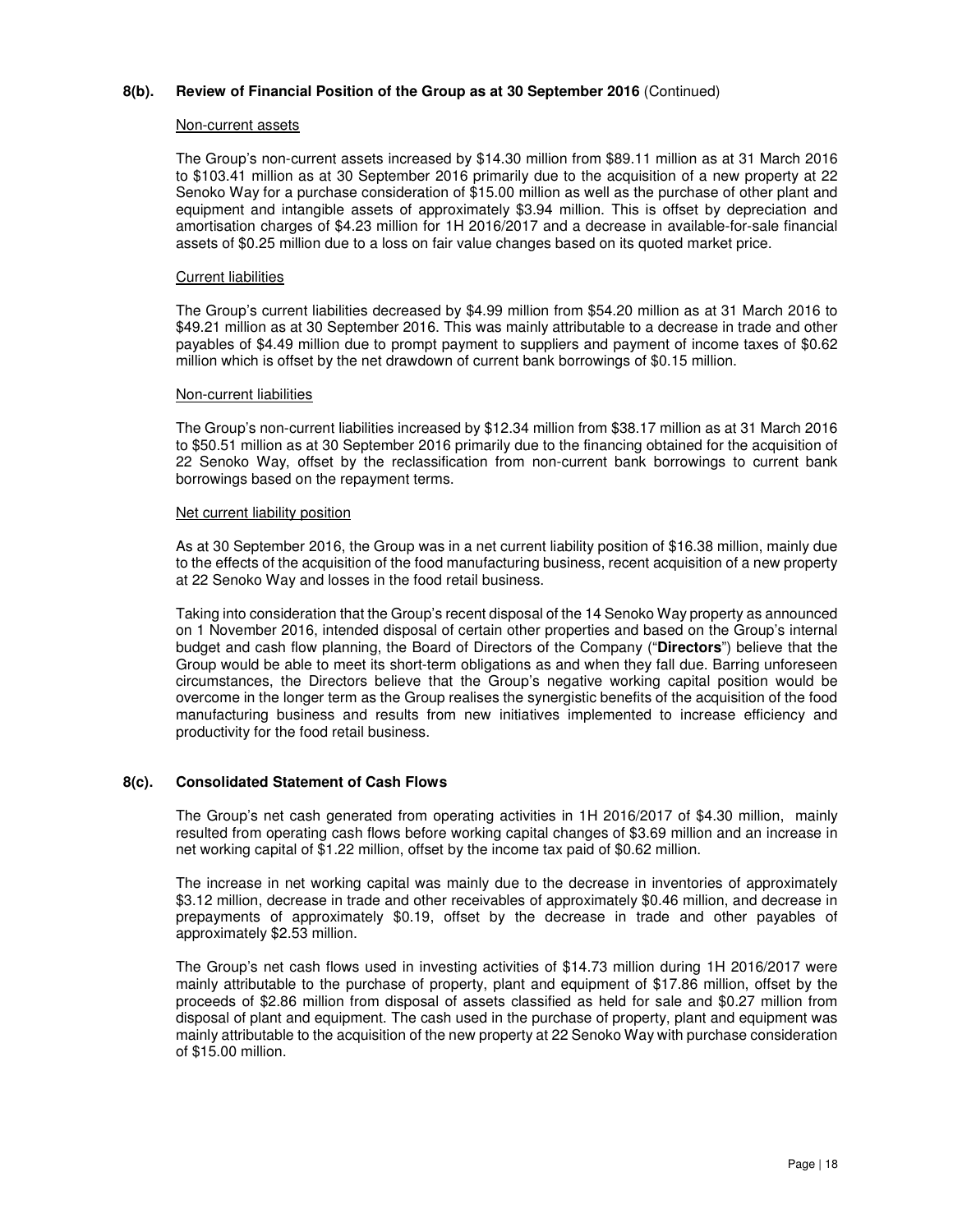## 8(b). Review of Financial Position of the Group as at 30 September 2016 (Continued)

Non-current assets

The Group's non-current assets increased by $14.30 million from $89.11 million as at 31 March 2016 to $103.41 million as at 30 September 2016 primarily due to the acquisition of a new property at 22 Senoko Way for a purchase consideration of $15.00 million as well as the purchase of other plant and equipment and intangible assets of approximately $3.94 million. This is offset by depreciation and amortisation charges of $4.23 million for 1H 2016/2017 and a decrease in available-for-sale financial assets of $0.25 million due to a loss on fair value changes based on its quoted market price.

Current liabilities

The Group's current liabilities decreased by $4.99 million from $54.20 million as at 31 March 2016 to $49.21 million as at 30 September 2016. This was mainly attributable to a decrease in trade and other payables of $4.49 million due to prompt payment to suppliers and payment of income taxes of $0.62 million which is offset by the net drawdown of current bank borrowings of $0.15 million.

Non-current liabilities

The Group's non-current liabilities increased by $12.34 million from $38.17 million as at 31 March 2016 to $50.51 million as at 30 September 2016 primarily due to the financing obtained for the acquisition of 22 Senoko Way, offset by the reclassification from non-current bank borrowings to current bank borrowings based on the repayment terms.

Net current liability position

As at 30 September 2016, the Group was in a net current liability position of $16.38 million, mainly due to the effects of the acquisition of the food manufacturing business, recent acquisition of a new property at 22 Senoko Way and losses in the food retail business.

Taking into consideration that the Group's recent disposal of the 14 Senoko Way property as announced on 1 November 2016, intended disposal of certain other properties and based on the Group's internal budget and cash flow planning, the Board of Directors of the Company ("**Directors**") believe that the Group would be able to meet its short-term obligations as and when they fall due. Barring unforeseen circumstances, the Directors believe that the Group's negative working capital position would be overcome in the longer term as the Group realises the synergistic benefits of the acquisition of the food manufacturing business and results from new initiatives implemented to increase efficiency and productivity for the food retail business.

## 8(c). Consolidated Statement of Cash Flows

The Group's net cash generated from operating activities in 1H 2016/2017 of $4.30 million, mainly resulted from operating cash flows before working capital changes of $3.69 million and an increase in net working capital of $1.22 million, offset by the income tax paid of $0.62 million.

The increase in net working capital was mainly due to the decrease in inventories of approximately $3.12 million, decrease in trade and other receivables of approximately $0.46 million, and decrease in prepayments of approximately $0.19, offset by the decrease in trade and other payables of approximately $2.53 million.

The Group's net cash flows used in investing activities of $14.73 million during 1H 2016/2017 were mainly attributable to the purchase of property, plant and equipment of $17.86 million, offset by the proceeds of $2.86 million from disposal of assets classified as held for sale and $0.27 million from disposal of plant and equipment. The cash used in the purchase of property, plant and equipment was mainly attributable to the acquisition of the new property at 22 Senoko Way with purchase consideration of $15.00 million.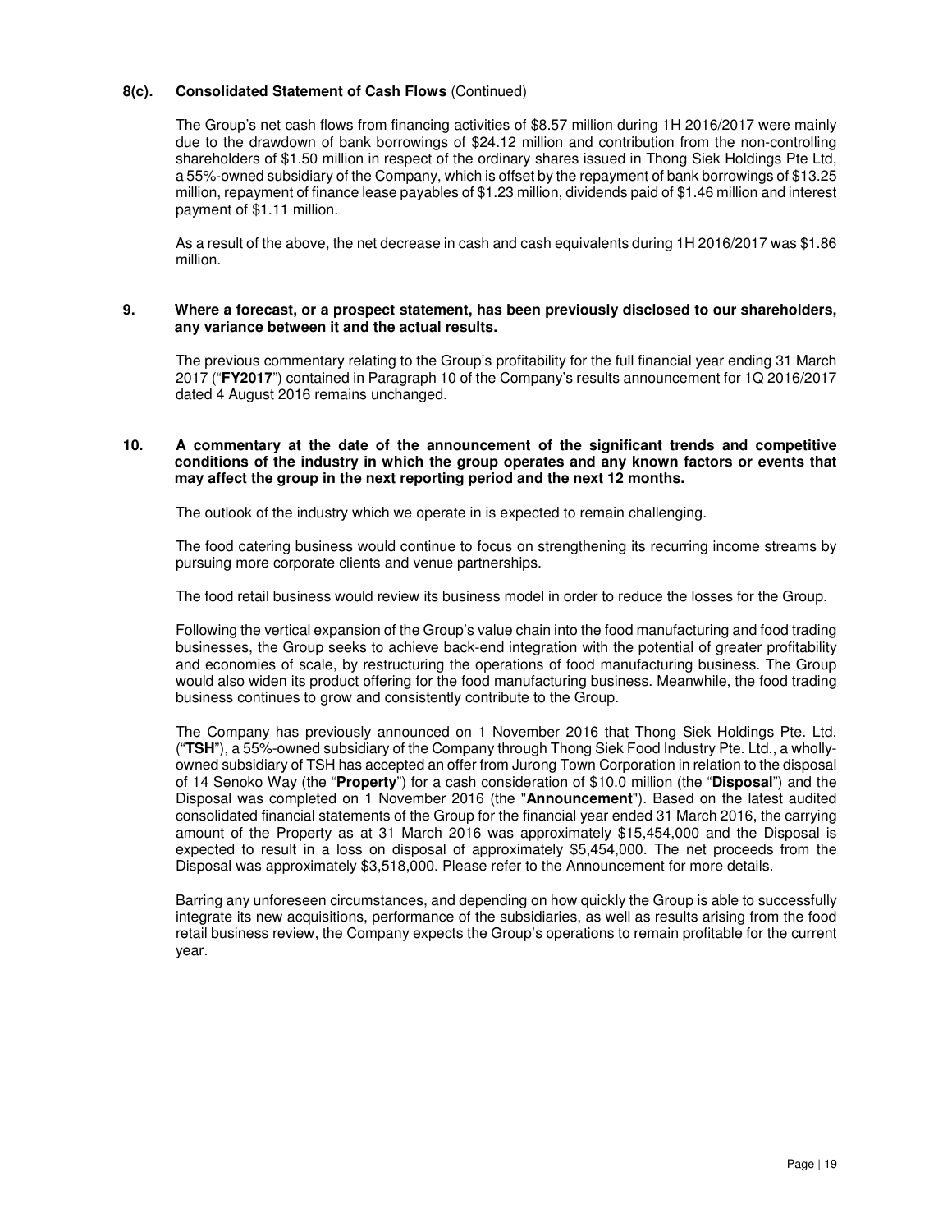## 8(c). Consolidated Statement of Cash Flows (Continued)

The Group's net cash flows from financing activities of $8.57 million during 1H 2016/2017 were mainly due to the drawdown of bank borrowings of $24.12 million and contribution from the non-controlling shareholders of $1.50 million in respect of the ordinary shares issued in Thong Siek Holdings Pte Ltd, a 55%-owned subsidiary of the Company, which is offset by the repayment of bank borrowings of $13.25 million, repayment of finance lease payables of $1.23 million, dividends paid of $1.46 million and interest payment of $1.11 million.

As a result of the above, the net decrease in cash and cash equivalents during 1H 2016/2017 was $1.86 million.

## 9. Where a forecast, or a prospect statement, has been previously disclosed to our shareholders, any variance between it and the actual results.

The previous commentary relating to the Group's profitability for the full financial year ending 31 March 2017 ("**FY2017**") contained in Paragraph 10 of the Company's results announcement for 1Q 2016/2017 dated 4 August 2016 remains unchanged.

## 10. A commentary at the date of the announcement of the significant trends and competitive conditions of the industry in which the group operates and any known factors or events that may affect the group in the next reporting period and the next 12 months.

The outlook of the industry which we operate in is expected to remain challenging.

The food catering business would continue to focus on strengthening its recurring income streams by pursuing more corporate clients and venue partnerships.

The food retail business would review its business model in order to reduce the losses for the Group.

Following the vertical expansion of the Group's value chain into the food manufacturing and food trading businesses, the Group seeks to achieve back-end integration with the potential of greater profitability and economies of scale, by restructuring the operations of food manufacturing business. The Group would also widen its product offering for the food manufacturing business. Meanwhile, the food trading business continues to grow and consistently contribute to the Group.

The Company has previously announced on 1 November 2016 that Thong Siek Holdings Pte. Ltd. ("**TSH**"), a 55%-owned subsidiary of the Company through Thong Siek Food Industry Pte. Ltd., a wholly-owned subsidiary of TSH has accepted an offer from Jurong Town Corporation in relation to the disposal of 14 Senoko Way (the "**Property**") for a cash consideration of $10.0 million (the "**Disposal**") and the Disposal was completed on 1 November 2016 (the "**Announcement**"). Based on the latest audited consolidated financial statements of the Group for the financial year ended 31 March 2016, the carrying amount of the Property as at 31 March 2016 was approximately $15,454,000 and the Disposal is expected to result in a loss on disposal of approximately $5,454,000. The net proceeds from the Disposal was approximately $3,518,000. Please refer to the Announcement for more details.

Barring any unforeseen circumstances, and depending on how quickly the Group is able to successfully integrate its new acquisitions, performance of the subsidiaries, as well as results arising from the food retail business review, the Company expects the Group's operations to remain profitable for the current year.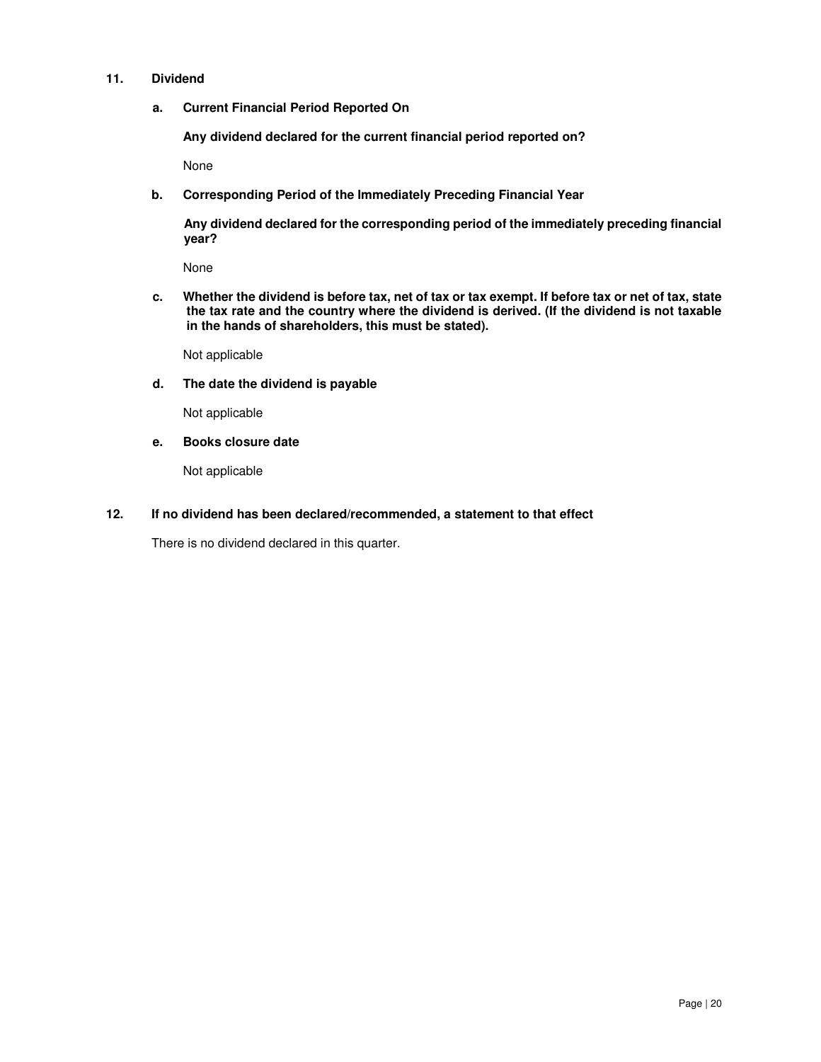## 11. Dividend

### a. Current Financial Period Reported On

**Any dividend declared for the current financial period reported on?**

None

### b. Corresponding Period of the Immediately Preceding Financial Year

**Any dividend declared for the corresponding period of the immediately preceding financial year?**

None

### c. Whether the dividend is before tax, net of tax or tax exempt. If before tax or net of tax, state the tax rate and the country where the dividend is derived. (If the dividend is not taxable in the hands of shareholders, this must be stated).

Not applicable

### d. The date the dividend is payable

Not applicable

### e. Books closure date

Not applicable

## 12. If no dividend has been declared/recommended, a statement to that effect

There is no dividend declared in this quarter.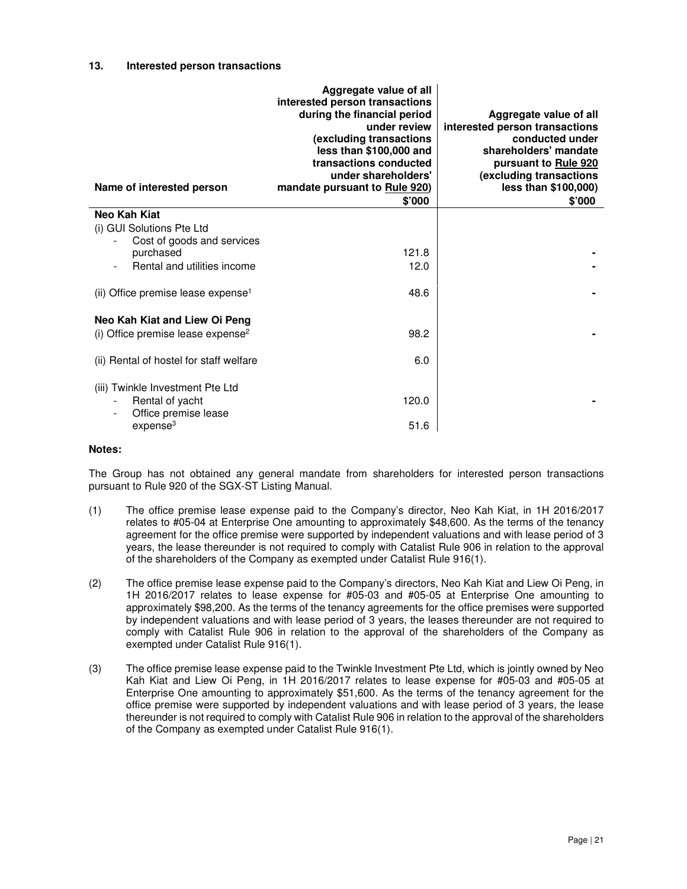### 13. Interested person transactions

| Name of interested person | Aggregate value of all interested person transactions during the financial period under review (excluding transactions less than \$100,000 and transactions conducted under shareholders' mandate pursuant to Rule 920) \$'000 | Aggregate value of all interested person transactions conducted under shareholders' mandate pursuant to Rule 920 (excluding transactions less than \$100,000) \$'000 |
|---|---|---|
| **Neo Kah Kiat** | | |
| (i) GUI Solutions Pte Ltd | | |
| - Cost of goods and services purchased | 121.8 | - |
| - Rental and utilities income | 12.0 | - |
| (ii) Office premise lease expense[1] | 48.6 | - |
| **Neo Kah Kiat and Liew Oi Peng** | | |
| (i) Office premise lease expense[2] | 98.2 | - |
| (ii) Rental of hostel for staff welfare | 6.0 | |
| (iii) Twinkle Investment Pte Ltd | | |
| - Rental of yacht | 120.0 | - |
| - Office premise lease expense[3] | 51.6 | |

**Notes:**

The Group has not obtained any general mandate from shareholders for interested person transactions pursuant to Rule 920 of the SGX-ST Listing Manual.

(1) The office premise lease expense paid to the Company's director, Neo Kah Kiat, in 1H 2016/2017 relates to #05-04 at Enterprise One amounting to approximately \$48,600. As the terms of the tenancy agreement for the office premise were supported by independent valuations and with lease period of 3 years, the lease thereunder is not required to comply with Catalist Rule 906 in relation to the approval of the shareholders of the Company as exempted under Catalist Rule 916(1).

(2) The office premise lease expense paid to the Company's directors, Neo Kah Kiat and Liew Oi Peng, in 1H 2016/2017 relates to lease expense for #05-03 and #05-05 at Enterprise One amounting to approximately \$98,200. As the terms of the tenancy agreements for the office premises were supported by independent valuations and with lease period of 3 years, the leases thereunder are not required to comply with Catalist Rule 906 in relation to the approval of the shareholders of the Company as exempted under Catalist Rule 916(1).

(3) The office premise lease expense paid to the Twinkle Investment Pte Ltd, which is jointly owned by Neo Kah Kiat and Liew Oi Peng, in 1H 2016/2017 relates to lease expense for #05-03 and #05-05 at Enterprise One amounting to approximately \$51,600. As the terms of the tenancy agreement for the office premise were supported by independent valuations and with lease period of 3 years, the lease thereunder is not required to comply with Catalist Rule 906 in relation to the approval of the shareholders of the Company as exempted under Catalist Rule 916(1).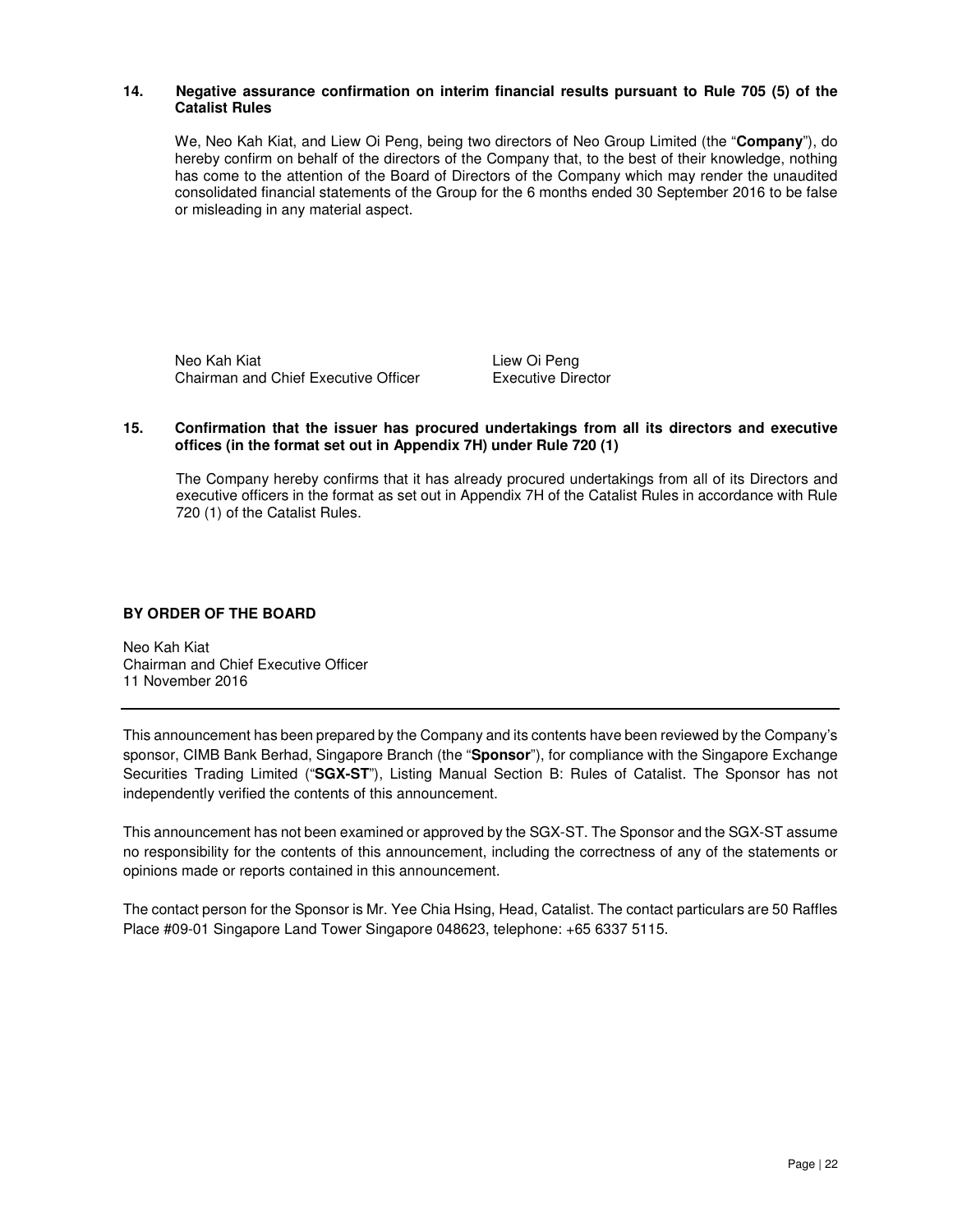## 14. Negative assurance confirmation on interim financial results pursuant to Rule 705 (5) of the Catalist Rules

We, Neo Kah Kiat, and Liew Oi Peng, being two directors of Neo Group Limited (the "**Company**"), do hereby confirm on behalf of the directors of the Company that, to the best of their knowledge, nothing has come to the attention of the Board of Directors of the Company which may render the unaudited consolidated financial statements of the Group for the 6 months ended 30 September 2016 to be false or misleading in any material aspect.

| | |
|---|---|
| Neo Kah Kiat | Liew Oi Peng |
| Chairman and Chief Executive Officer | Executive Director |

## 15. Confirmation that the issuer has procured undertakings from all its directors and executive offices (in the format set out in Appendix 7H) under Rule 720 (1)

The Company hereby confirms that it has already procured undertakings from all of its Directors and executive officers in the format as set out in Appendix 7H of the Catalist Rules in accordance with Rule 720 (1) of the Catalist Rules.

**BY ORDER OF THE BOARD**

Neo Kah Kiat
Chairman and Chief Executive Officer
11 November 2016

---

This announcement has been prepared by the Company and its contents have been reviewed by the Company's sponsor, CIMB Bank Berhad, Singapore Branch (the "**Sponsor**"), for compliance with the Singapore Exchange Securities Trading Limited ("**SGX-ST**"), Listing Manual Section B: Rules of Catalist. The Sponsor has not independently verified the contents of this announcement.

This announcement has not been examined or approved by the SGX-ST. The Sponsor and the SGX-ST assume no responsibility for the contents of this announcement, including the correctness of any of the statements or opinions made or reports contained in this announcement.

The contact person for the Sponsor is Mr. Yee Chia Hsing, Head, Catalist. The contact particulars are 50 Raffles Place #09-01 Singapore Land Tower Singapore 048623, telephone: +65 6337 5115.